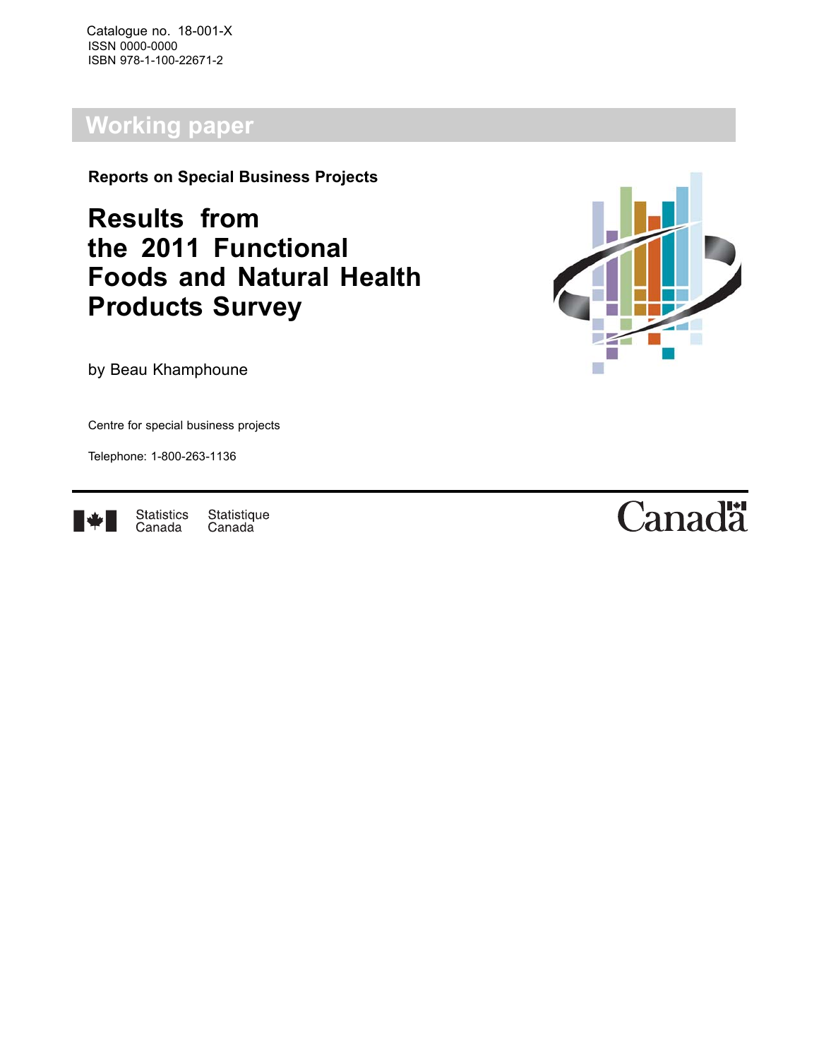Catalogue no. 18-001-X
ISSN 0000-0000
ISBN 978-1-100-22671-2

## Working paper

**Reports on Special Business Projects**

# Results from the 2011 Functional Foods and Natural Health Products Survey

by Beau Khamphoune

Centre for special business projects

Telephone: 1-800-263-1136

Statistics Canada  Statistique Canada

Canada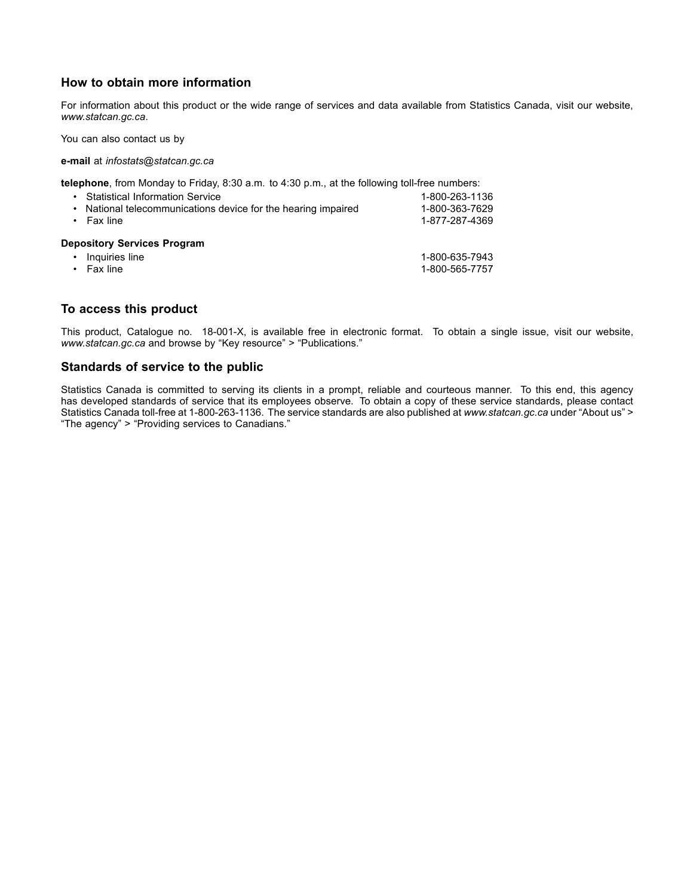## How to obtain more information

For information about this product or the wide range of services and data available from Statistics Canada, visit our website, *www.statcan.gc.ca*.

You can also contact us by

**e-mail** at *infostats@statcan.gc.ca*

**telephone**, from Monday to Friday, 8:30 a.m. to 4:30 p.m., at the following toll-free numbers:

- Statistical Information Service 1-800-263-1136
- National telecommunications device for the hearing impaired 1-800-363-7629
- Fax line 1-877-287-4369

**Depository Services Program**

- Inquiries line 1-800-635-7943
- Fax line 1-800-565-7757

## To access this product

This product, Catalogue no. 18-001-X, is available free in electronic format. To obtain a single issue, visit our website, *www.statcan.gc.ca* and browse by “Key resource” > “Publications.”

## Standards of service to the public

Statistics Canada is committed to serving its clients in a prompt, reliable and courteous manner. To this end, this agency has developed standards of service that its employees observe. To obtain a copy of these service standards, please contact Statistics Canada toll-free at 1-800-263-1136. The service standards are also published at *www.statcan.gc.ca* under “About us” > “The agency” > “Providing services to Canadians.”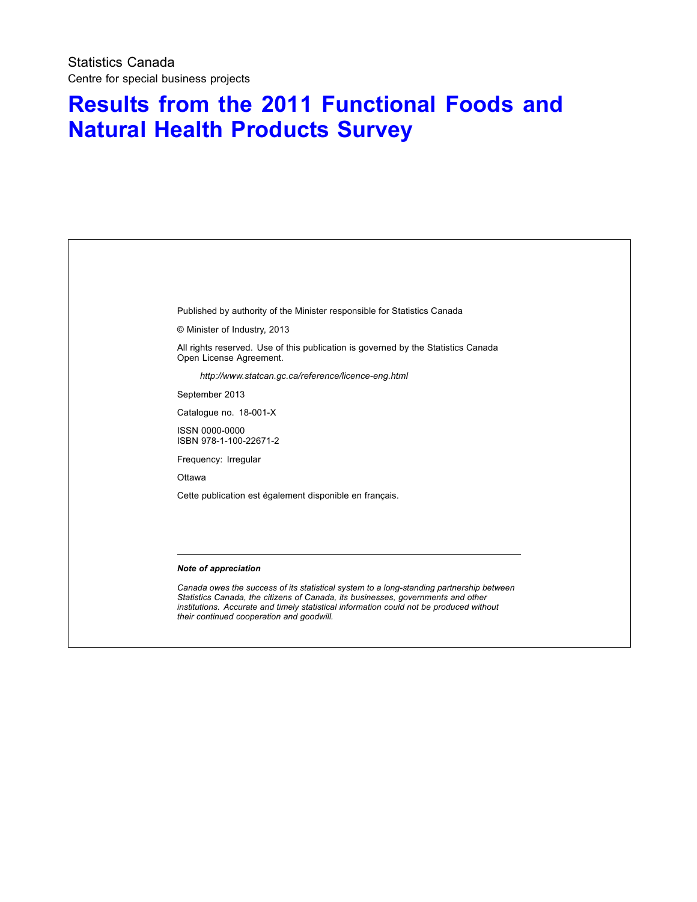Statistics Canada

Centre for special business projects

# Results from the 2011 Functional Foods and Natural Health Products Survey

Published by authority of the Minister responsible for Statistics Canada

© Minister of Industry, 2013

All rights reserved. Use of this publication is governed by the Statistics Canada Open License Agreement.

*http://www.statcan.gc.ca/reference/licence-eng.html*

September 2013

Catalogue no. 18-001-X

ISSN 0000-0000
ISBN 978-1-100-22671-2

Frequency: Irregular

Ottawa

Cette publication est également disponible en français.

---

***Note of appreciation***

*Canada owes the success of its statistical system to a long-standing partnership between Statistics Canada, the citizens of Canada, its businesses, governments and other institutions. Accurate and timely statistical information could not be produced without their continued cooperation and goodwill.*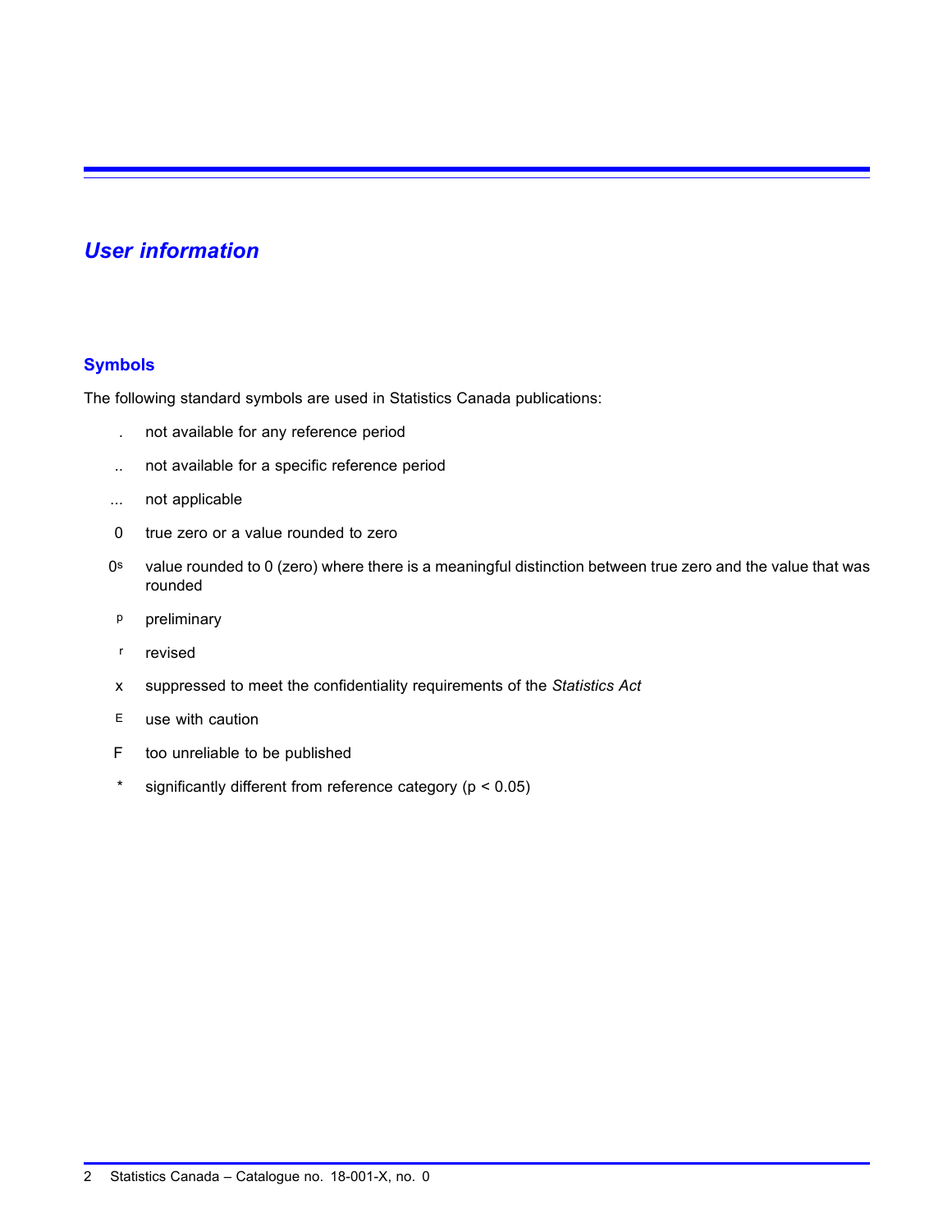## *User information*

### Symbols

The following standard symbols are used in Statistics Canada publications:

| Symbol | Meaning |
|---|---|
| . | not available for any reference period |
| .. | not available for a specific reference period |
| ... | not applicable |
| 0 | true zero or a value rounded to zero |
| 0s | value rounded to 0 (zero) where there is a meaningful distinction between true zero and the value that was rounded |
| p | preliminary |
| r | revised |
| x | suppressed to meet the confidentiality requirements of the *Statistics Act* |
| E | use with caution |
| F | too unreliable to be published |
| * | significantly different from reference category ($p < 0.05$) |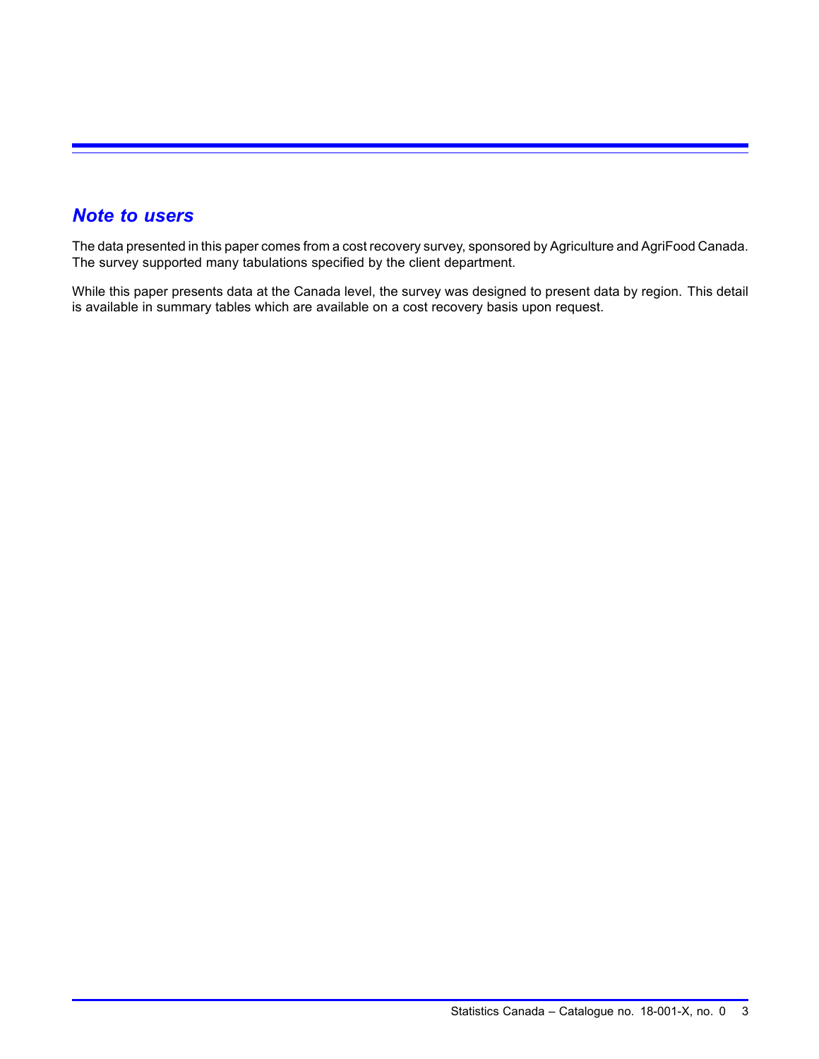## *Note to users*

The data presented in this paper comes from a cost recovery survey, sponsored by Agriculture and AgriFood Canada. The survey supported many tabulations specified by the client department.

While this paper presents data at the Canada level, the survey was designed to present data by region. This detail is available in summary tables which are available on a cost recovery basis upon request.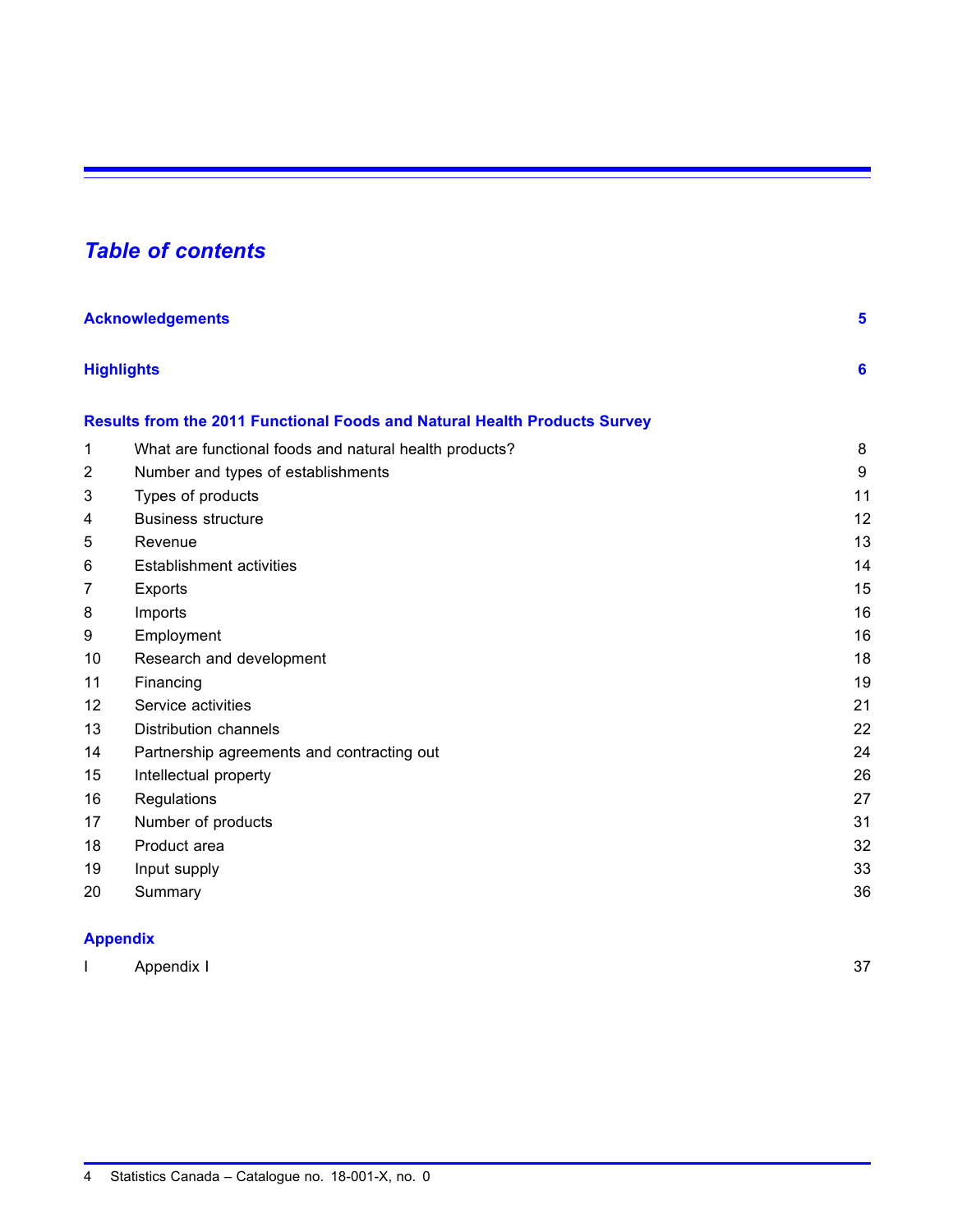# *Table of contents*

| | | |
|---|---|---|
| **Acknowledgements** | | **5** |
| **Highlights** | | **6** |
| **Results from the 2011 Functional Foods and Natural Health Products Survey** | | |
| 1 | What are functional foods and natural health products? | 8 |
| 2 | Number and types of establishments | 9 |
| 3 | Types of products | 11 |
| 4 | Business structure | 12 |
| 5 | Revenue | 13 |
| 6 | Establishment activities | 14 |
| 7 | Exports | 15 |
| 8 | Imports | 16 |
| 9 | Employment | 16 |
| 10 | Research and development | 18 |
| 11 | Financing | 19 |
| 12 | Service activities | 21 |
| 13 | Distribution channels | 22 |
| 14 | Partnership agreements and contracting out | 24 |
| 15 | Intellectual property | 26 |
| 16 | Regulations | 27 |
| 17 | Number of products | 31 |
| 18 | Product area | 32 |
| 19 | Input supply | 33 |
| 20 | Summary | 36 |
| **Appendix** | | |
| I | Appendix I | 37 |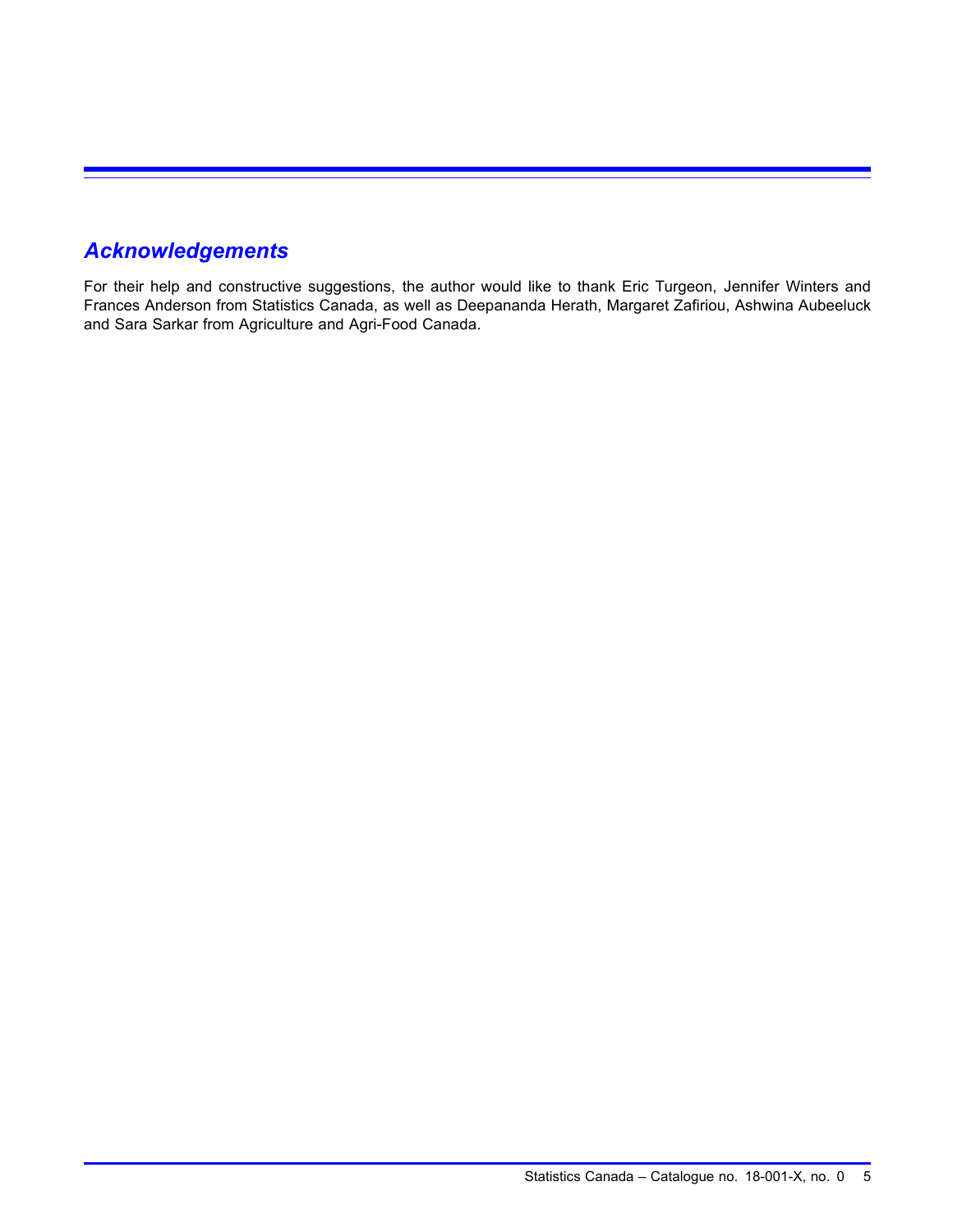## *Acknowledgements*

For their help and constructive suggestions, the author would like to thank Eric Turgeon, Jennifer Winters and Frances Anderson from Statistics Canada, as well as Deepananda Herath, Margaret Zafiriou, Ashwina Aubeeluck and Sara Sarkar from Agriculture and Agri-Food Canada.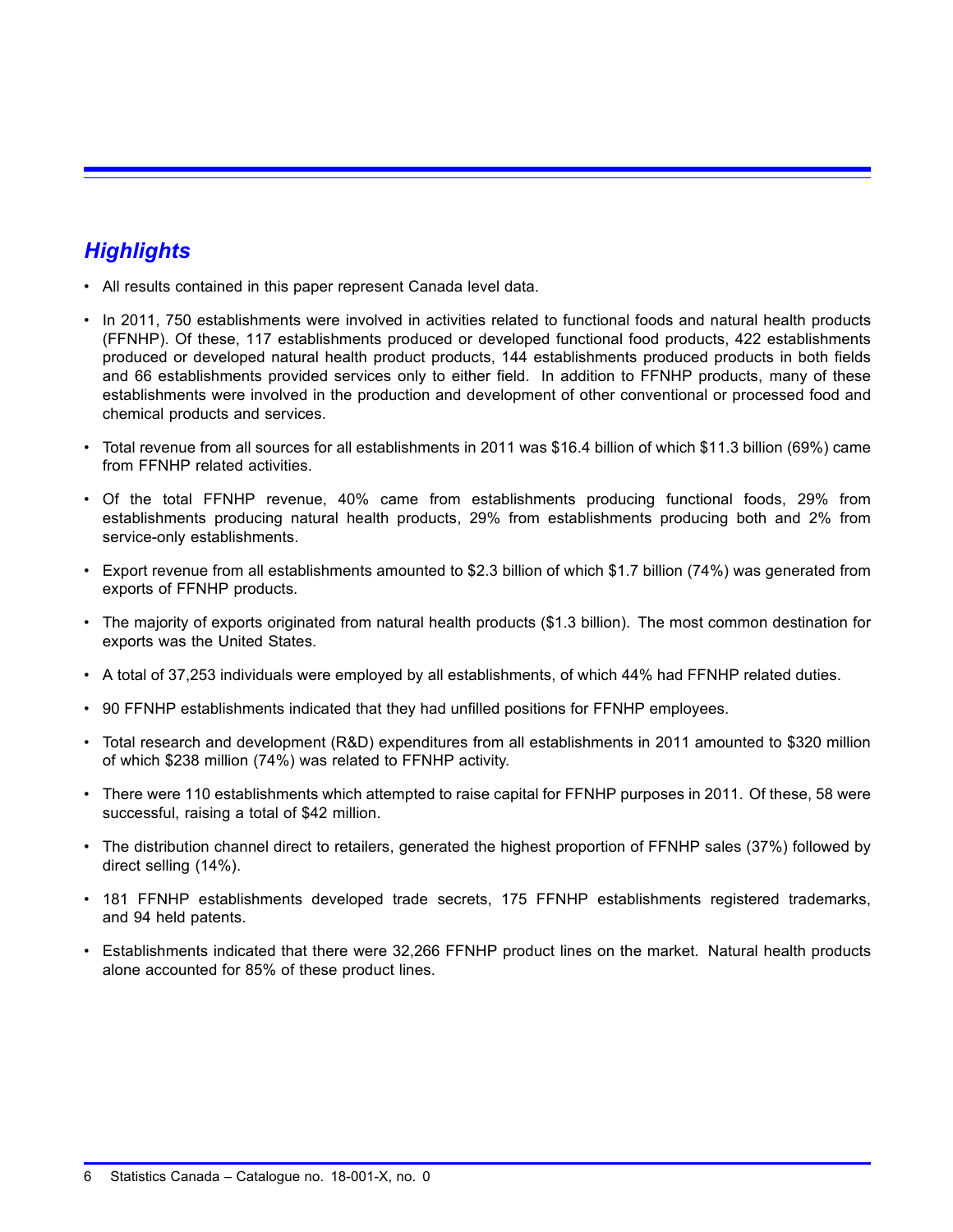## *Highlights*

- All results contained in this paper represent Canada level data.
- In 2011, 750 establishments were involved in activities related to functional foods and natural health products (FFNHP). Of these, 117 establishments produced or developed functional food products, 422 establishments produced or developed natural health product products, 144 establishments produced products in both fields and 66 establishments provided services only to either field. In addition to FFNHP products, many of these establishments were involved in the production and development of other conventional or processed food and chemical products and services.
- Total revenue from all sources for all establishments in 2011 was $16.4 billion of which $11.3 billion (69%) came from FFNHP related activities.
- Of the total FFNHP revenue, 40% came from establishments producing functional foods, 29% from establishments producing natural health products, 29% from establishments producing both and 2% from service-only establishments.
- Export revenue from all establishments amounted to $2.3 billion of which $1.7 billion (74%) was generated from exports of FFNHP products.
- The majority of exports originated from natural health products ($1.3 billion). The most common destination for exports was the United States.
- A total of 37,253 individuals were employed by all establishments, of which 44% had FFNHP related duties.
- 90 FFNHP establishments indicated that they had unfilled positions for FFNHP employees.
- Total research and development (R&D) expenditures from all establishments in 2011 amounted to $320 million of which $238 million (74%) was related to FFNHP activity.
- There were 110 establishments which attempted to raise capital for FFNHP purposes in 2011. Of these, 58 were successful, raising a total of $42 million.
- The distribution channel direct to retailers, generated the highest proportion of FFNHP sales (37%) followed by direct selling (14%).
- 181 FFNHP establishments developed trade secrets, 175 FFNHP establishments registered trademarks, and 94 held patents.
- Establishments indicated that there were 32,266 FFNHP product lines on the market. Natural health products alone accounted for 85% of these product lines.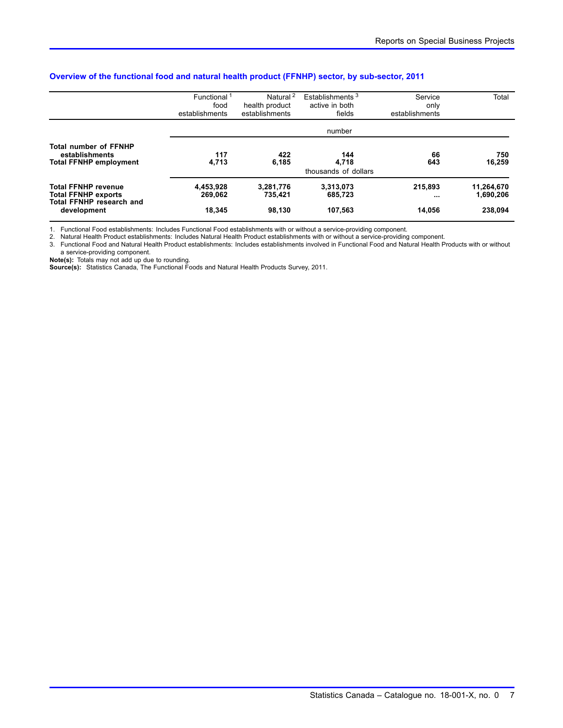### Overview of the functional food and natural health product (FFNHP) sector, by sub-sector, 2011

| | Functional [1] food establishments | Natural [2] health product establishments | Establishments [3] active in both fields | Service only establishments | Total |
|---|---|---|---|---|---|
| | number | | | | |
| **Total number of FFNHP establishments** | **117** | **422** | **144** | **66** | **750** |
| **Total FFNHP employment** | **4,713** | **6,185** | **4,718** | **643** | **16,259** |
| | thousands of dollars | | | | |
| **Total FFNHP revenue** | **4,453,928** | **3,281,776** | **3,313,073** | **215,893** | **11,264,670** |
| **Total FFNHP exports** | **269,062** | **735,421** | **685,723** | **...** | **1,690,206** |
| **Total FFNHP research and development** | **18,345** | **98,130** | **107,563** | **14,056** | **238,094** |

1. Functional Food establishments: Includes Functional Food establishments with or without a service-providing component.
2. Natural Health Product establishments: Includes Natural Health Product establishments with or without a service-providing component.
3. Functional Food and Natural Health Product establishments: Includes establishments involved in Functional Food and Natural Health Products with or without a service-providing component.

**Note(s):** Totals may not add up due to rounding.
**Source(s):** Statistics Canada, The Functional Foods and Natural Health Products Survey, 2011.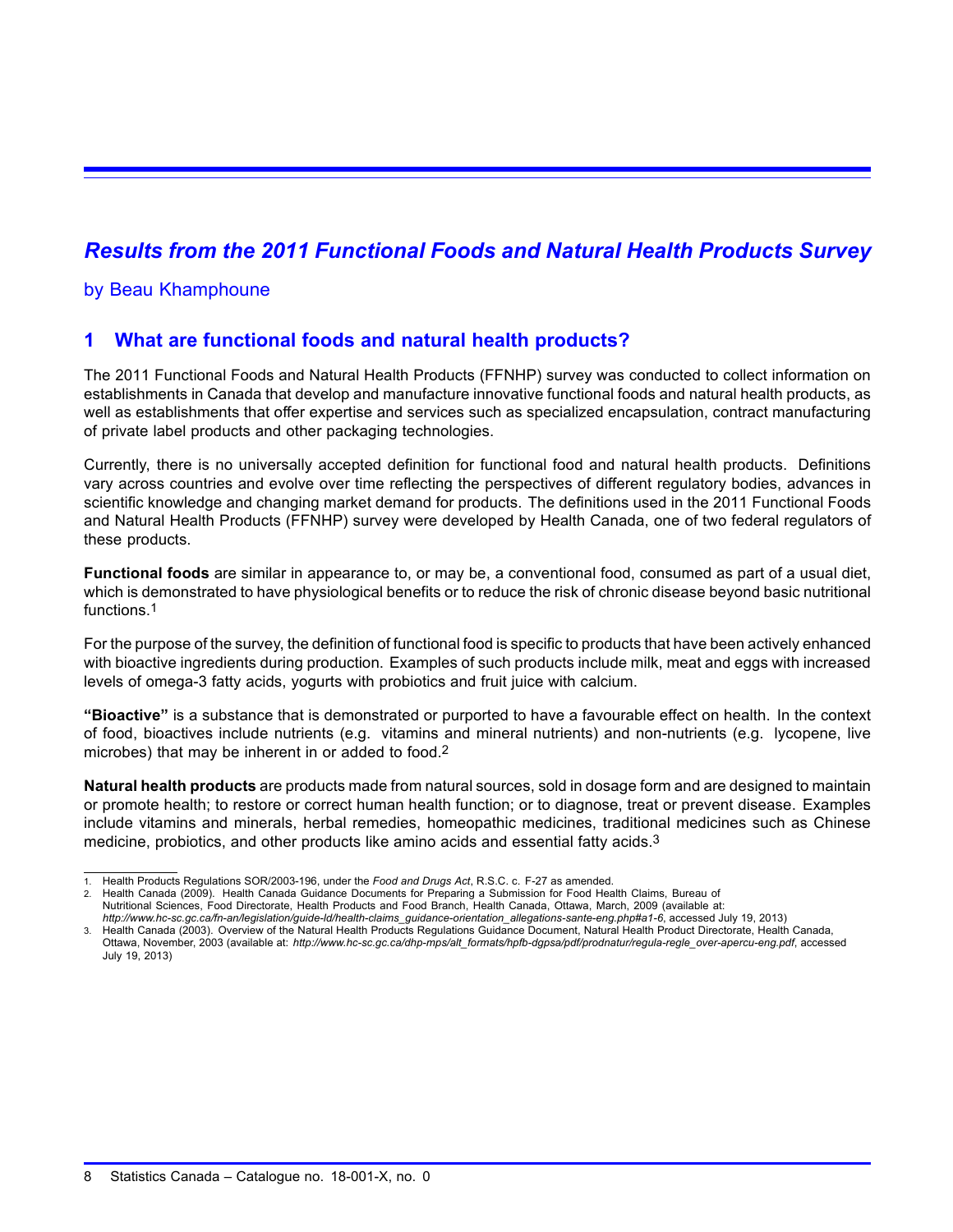# *Results from the 2011 Functional Foods and Natural Health Products Survey*

by Beau Khamphoune

## 1 What are functional foods and natural health products?

The 2011 Functional Foods and Natural Health Products (FFNHP) survey was conducted to collect information on establishments in Canada that develop and manufacture innovative functional foods and natural health products, as well as establishments that offer expertise and services such as specialized encapsulation, contract manufacturing of private label products and other packaging technologies.

Currently, there is no universally accepted definition for functional food and natural health products. Definitions vary across countries and evolve over time reflecting the perspectives of different regulatory bodies, advances in scientific knowledge and changing market demand for products. The definitions used in the 2011 Functional Foods and Natural Health Products (FFNHP) survey were developed by Health Canada, one of two federal regulators of these products.

**Functional foods** are similar in appearance to, or may be, a conventional food, consumed as part of a usual diet, which is demonstrated to have physiological benefits or to reduce the risk of chronic disease beyond basic nutritional functions.[1]

For the purpose of the survey, the definition of functional food is specific to products that have been actively enhanced with bioactive ingredients during production. Examples of such products include milk, meat and eggs with increased levels of omega-3 fatty acids, yogurts with probiotics and fruit juice with calcium.

**"Bioactive"** is a substance that is demonstrated or purported to have a favourable effect on health. In the context of food, bioactives include nutrients (e.g. vitamins and mineral nutrients) and non-nutrients (e.g. lycopene, live microbes) that may be inherent in or added to food.[2]

**Natural health products** are products made from natural sources, sold in dosage form and are designed to maintain or promote health; to restore or correct human health function; or to diagnose, treat or prevent disease. Examples include vitamins and minerals, herbal remedies, homeopathic medicines, traditional medicines such as Chinese medicine, probiotics, and other products like amino acids and essential fatty acids.[3]

---

1. Health Products Regulations SOR/2003-196, under the *Food and Drugs Act*, R.S.C. c. F-27 as amended.
2. Health Canada (2009). Health Canada Guidance Documents for Preparing a Submission for Food Health Claims, Bureau of Nutritional Sciences, Food Directorate, Health Products and Food Branch, Health Canada, Ottawa, March, 2009 (available at: *http://www.hc-sc.gc.ca/fn-an/legislation/guide-ld/health-claims_guidance-orientation_allegations-sante-eng.php#a1-6*, accessed July 19, 2013)
3. Health Canada (2003). Overview of the Natural Health Products Regulations Guidance Document, Natural Health Product Directorate, Health Canada, Ottawa, November, 2003 (available at: *http://www.hc-sc.gc.ca/dhp-mps/alt_formats/hpfb-dgpsa/pdf/prodnatur/regula-regle_over-apercu-eng.pdf*, accessed July 19, 2013)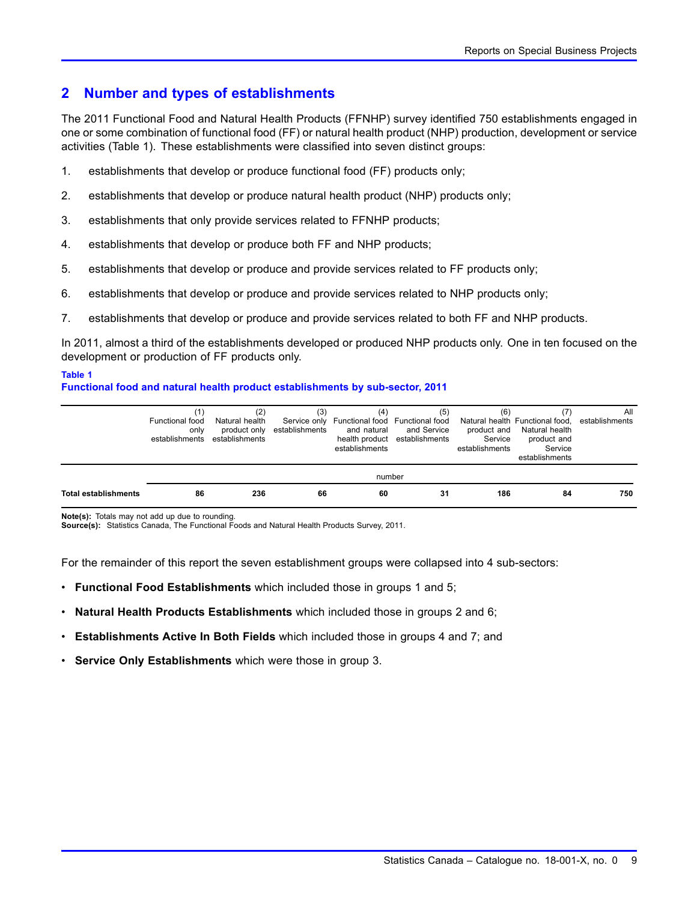## 2 Number and types of establishments

The 2011 Functional Food and Natural Health Products (FFNHP) survey identified 750 establishments engaged in one or some combination of functional food (FF) or natural health product (NHP) production, development or service activities (Table 1). These establishments were classified into seven distinct groups:

1. establishments that develop or produce functional food (FF) products only;
2. establishments that develop or produce natural health product (NHP) products only;
3. establishments that only provide services related to FFNHP products;
4. establishments that develop or produce both FF and NHP products;
5. establishments that develop or produce and provide services related to FF products only;
6. establishments that develop or produce and provide services related to NHP products only;
7. establishments that develop or produce and provide services related to both FF and NHP products.

In 2011, almost a third of the establishments developed or produced NHP products only. One in ten focused on the development or production of FF products only.

**Table 1**
**Functional food and natural health product establishments by sub-sector, 2011**

| | (1) Functional food only establishments | (2) Natural health product only establishments | (3) Service only establishments | (4) Functional food and natural health product establishments | (5) Functional food and Service establishments | (6) Natural health product and Service establishments | (7) Functional food, Natural health product and Service establishments | All establishments |
|---|---|---|---|---|---|---|---|---|
| | number | | | | | | | |
| **Total establishments** | **86** | **236** | **66** | **60** | **31** | **186** | **84** | **750** |

**Note(s):** Totals may not add up due to rounding.
**Source(s):** Statistics Canada, The Functional Foods and Natural Health Products Survey, 2011.

For the remainder of this report the seven establishment groups were collapsed into 4 sub-sectors:

- **Functional Food Establishments** which included those in groups 1 and 5;
- **Natural Health Products Establishments** which included those in groups 2 and 6;
- **Establishments Active In Both Fields** which included those in groups 4 and 7; and
- **Service Only Establishments** which were those in group 3.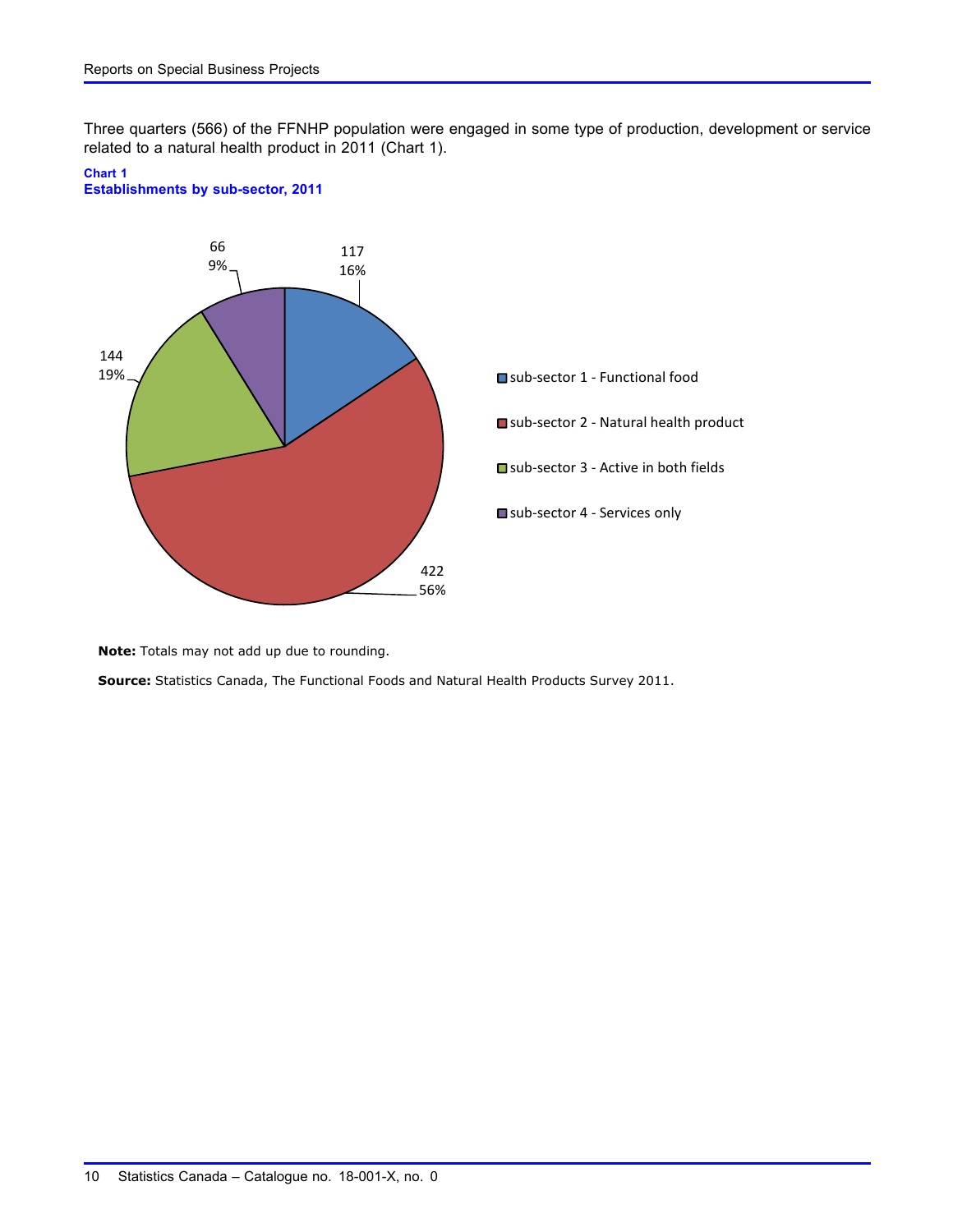Three quarters (566) of the FFNHP population were engaged in some type of production, development or service related to a natural health product in 2011 (Chart 1).

**Chart 1**
**Establishments by sub-sector, 2011**

| Sub-sector | Establishments | Percent |
|---|---|---|
| sub-sector 1 - Functional food | 117 | 16% |
| sub-sector 2 - Natural health product | 422 | 56% |
| sub-sector 3 - Active in both fields | 144 | 19% |
| sub-sector 4 - Services only | 66 | 9% |

**Note:** Totals may not add up due to rounding.

**Source:** Statistics Canada, The Functional Foods and Natural Health Products Survey 2011.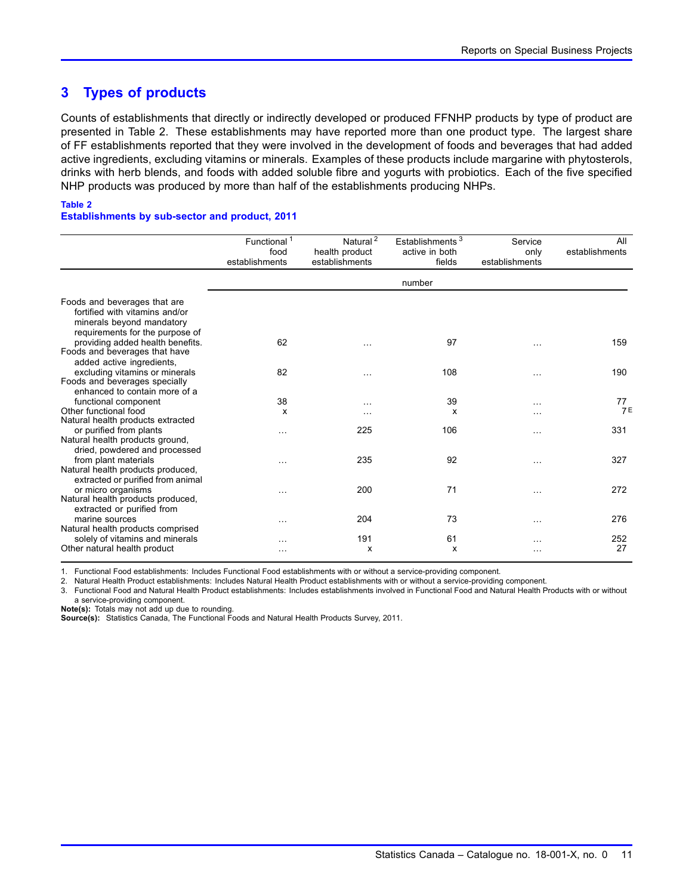## 3 Types of products

Counts of establishments that directly or indirectly developed or produced FFNHP products by type of product are presented in Table 2. These establishments may have reported more than one product type. The largest share of FF establishments reported that they were involved in the development of foods and beverages that had added active ingredients, excluding vitamins or minerals. Examples of these products include margarine with phytosterols, drinks with herb blends, and foods with added soluble fibre and yogurts with probiotics. Each of the five specified NHP products was produced by more than half of the establishments producing NHPs.

**Table 2**
**Establishments by sub-sector and product, 2011**

| | Functional food establishments[1] | Natural health product establishments[2] | Establishments active in both fields[3] | Service only establishments | All establishments |
|---|---|---|---|---|---|
| | number | | | | |
| Foods and beverages that are fortified with vitamins and/or minerals beyond mandatory requirements for the purpose of providing added health benefits. | 62 | ... | 97 | ... | 159 |
| Foods and beverages that have added active ingredients, excluding vitamins or minerals | 82 | ... | 108 | ... | 190 |
| Foods and beverages specially enhanced to contain more of a functional component | 38 | ... | 39 | ... | 77 |
| Other functional food | x | ... | x | ... | 7 E |
| Natural health products extracted or purified from plants | ... | 225 | 106 | ... | 331 |
| Natural health products ground, dried, powdered and processed from plant materials | ... | 235 | 92 | ... | 327 |
| Natural health products produced, extracted or purified from animal or micro organisms | ... | 200 | 71 | ... | 272 |
| Natural health products produced, extracted or purified from marine sources | ... | 204 | 73 | ... | 276 |
| Natural health products comprised solely of vitamins and minerals | ... | 191 | 61 | ... | 252 |
| Other natural health product | ... | x | x | ... | 27 |

1. Functional Food establishments: Includes Functional Food establishments with or without a service-providing component.
2. Natural Health Product establishments: Includes Natural Health Product establishments with or without a service-providing component.
3. Functional Food and Natural Health Product establishments: Includes establishments involved in Functional Food and Natural Health Products with or without a service-providing component.

**Note(s):** Totals may not add up due to rounding.
**Source(s):** Statistics Canada, The Functional Foods and Natural Health Products Survey, 2011.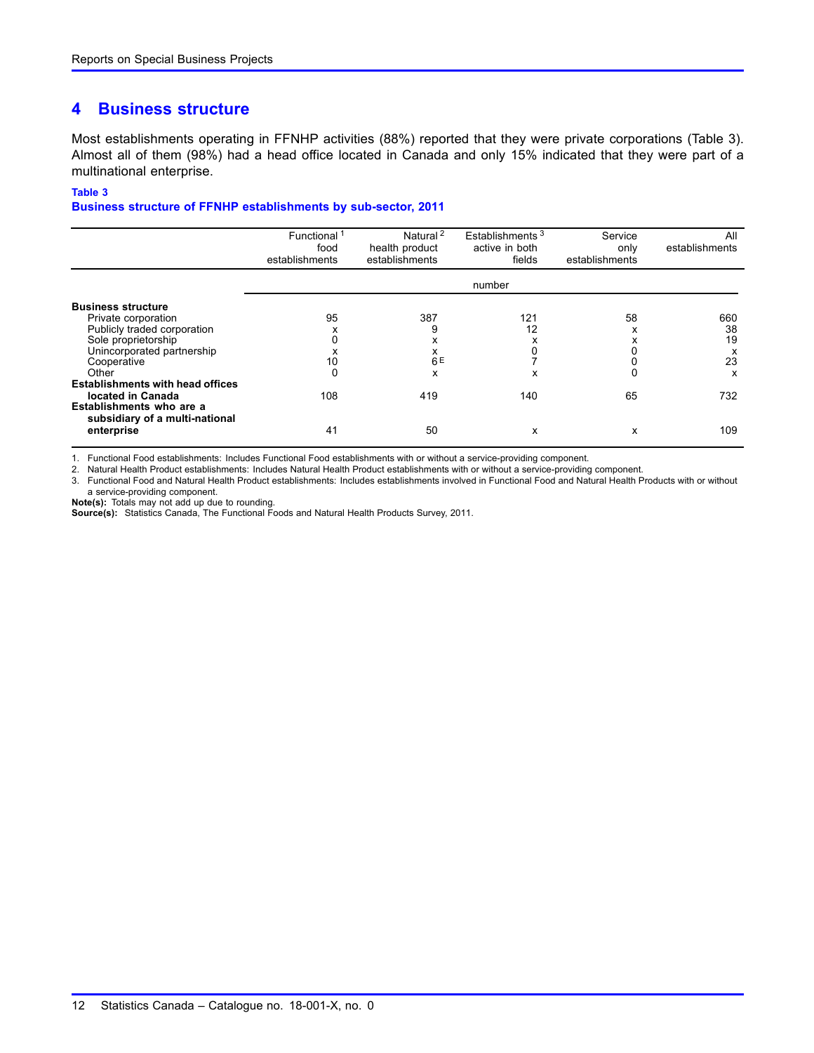# 4 Business structure

Most establishments operating in FFNHP activities (88%) reported that they were private corporations (Table 3). Almost all of them (98%) had a head office located in Canada and only 15% indicated that they were part of a multinational enterprise.

**Table 3**
**Business structure of FFNHP establishments by sub-sector, 2011**

| | Functional [1] food establishments | Natural [2] health product establishments | Establishments [3] active in both fields | Service only establishments | All establishments |
|---|---|---|---|---|---|
| | number | | | | |
| **Business structure** | | | | | |
| Private corporation | 95 | 387 | 121 | 58 | 660 |
| Publicly traded corporation | x | 9 | 12 | x | 38 |
| Sole proprietorship | 0 | x | x | x | 19 |
| Unincorporated partnership | x | x | 0 | 0 | x |
| Cooperative | 10 | 6 E | 7 | 0 | 23 |
| Other | 0 | x | x | 0 | x |
| **Establishments with head offices located in Canada** | 108 | 419 | 140 | 65 | 732 |
| **Establishments who are a subsidiary of a multi-national enterprise** | 41 | 50 | x | x | 109 |

1. Functional Food establishments: Includes Functional Food establishments with or without a service-providing component.
2. Natural Health Product establishments: Includes Natural Health Product establishments with or without a service-providing component.
3. Functional Food and Natural Health Product establishments: Includes establishments involved in Functional Food and Natural Health Products with or without a service-providing component.

**Note(s):** Totals may not add up due to rounding.
**Source(s):** Statistics Canada, The Functional Foods and Natural Health Products Survey, 2011.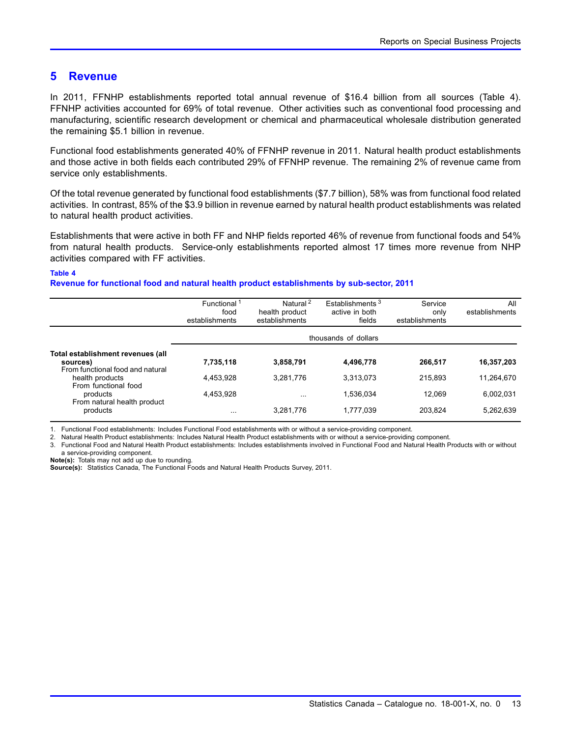## 5 Revenue

In 2011, FFNHP establishments reported total annual revenue of $16.4 billion from all sources (Table 4). FFNHP activities accounted for 69% of total revenue. Other activities such as conventional food processing and manufacturing, scientific research development or chemical and pharmaceutical wholesale distribution generated the remaining $5.1 billion in revenue.

Functional food establishments generated 40% of FFNHP revenue in 2011. Natural health product establishments and those active in both fields each contributed 29% of FFNHP revenue. The remaining 2% of revenue came from service only establishments.

Of the total revenue generated by functional food establishments ($7.7 billion), 58% was from functional food related activities. In contrast, 85% of the $3.9 billion in revenue earned by natural health product establishments was related to natural health product activities.

Establishments that were active in both FF and NHP fields reported 46% of revenue from functional foods and 54% from natural health products. Service-only establishments reported almost 17 times more revenue from NHP activities compared with FF activities.

**Table 4**
**Revenue for functional food and natural health product establishments by sub-sector, 2011**

| | Functional[1] food establishments | Natural[2] health product establishments | Establishments[3] active in both fields | Service only establishments | All establishments |
|---|---|---|---|---|---|
| | thousands of dollars | | | | |
| **Total establishment revenues (all sources)** | **7,735,118** | **3,858,791** | **4,496,778** | **266,517** | **16,357,203** |
| From functional food and natural health products | 4,453,928 | 3,281,776 | 3,313,073 | 215,893 | 11,264,670 |
| From functional food products | 4,453,928 | ... | 1,536,034 | 12,069 | 6,002,031 |
| From natural health product products | ... | 3,281,776 | 1,777,039 | 203,824 | 5,262,639 |

1. Functional Food establishments: Includes Functional Food establishments with or without a service-providing component.
2. Natural Health Product establishments: Includes Natural Health Product establishments with or without a service-providing component.
3. Functional Food and Natural Health Product establishments: Includes establishments involved in Functional Food and Natural Health Products with or without a service-providing component.

**Note(s):** Totals may not add up due to rounding.
**Source(s):** Statistics Canada, The Functional Foods and Natural Health Products Survey, 2011.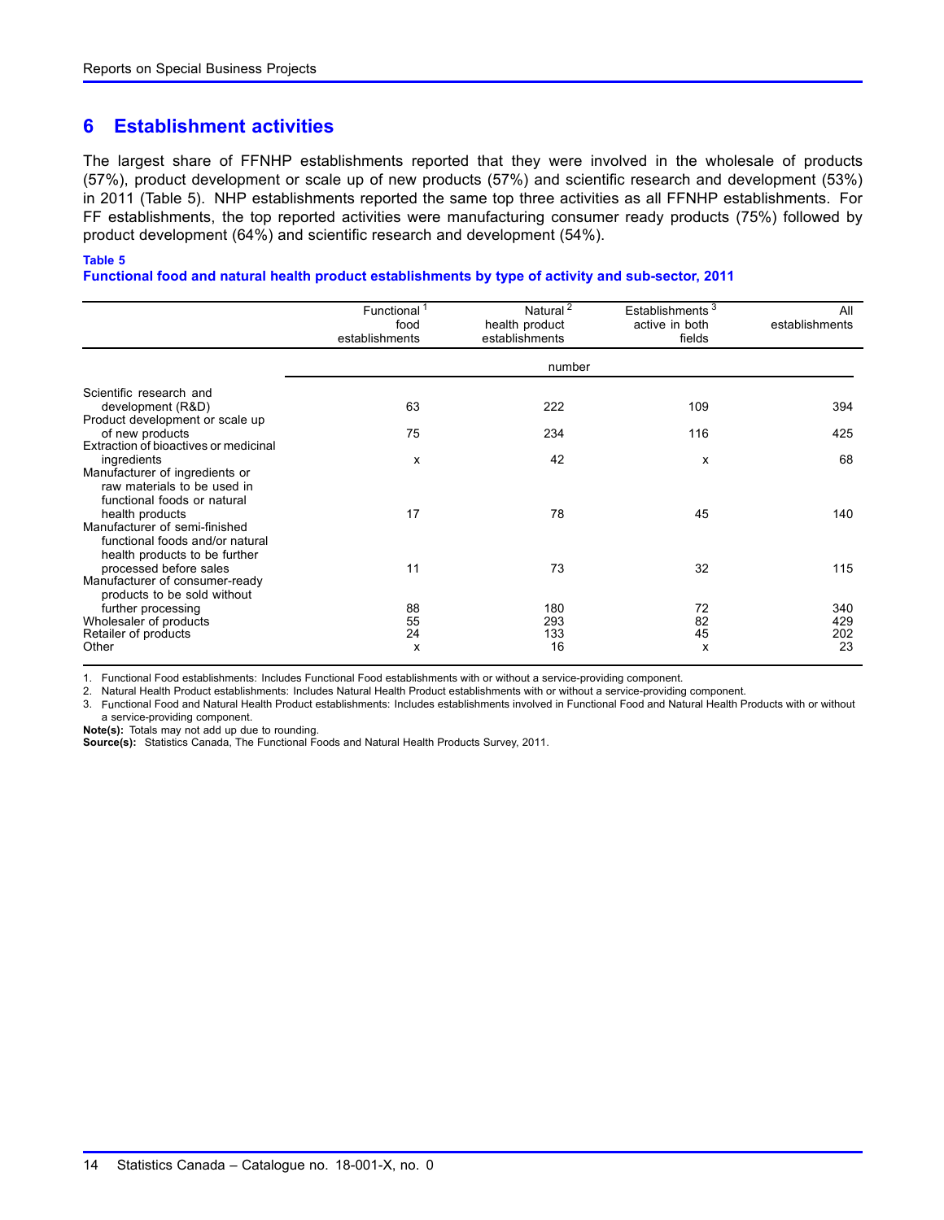## 6 Establishment activities

The largest share of FFNHP establishments reported that they were involved in the wholesale of products (57%), product development or scale up of new products (57%) and scientific research and development (53%) in 2011 (Table 5). NHP establishments reported the same top three activities as all FFNHP establishments. For FF establishments, the top reported activities were manufacturing consumer ready products (75%) followed by product development (64%) and scientific research and development (54%).

**Table 5**
**Functional food and natural health product establishments by type of activity and sub-sector, 2011**

| | Functional[1] food establishments | Natural[2] health product establishments | Establishments[3] active in both fields | All establishments |
|---|---|---|---|---|
| | number | | | |
| Scientific research and development (R&D) | 63 | 222 | 109 | 394 |
| Product development or scale up of new products | 75 | 234 | 116 | 425 |
| Extraction of bioactives or medicinal ingredients | x | 42 | x | 68 |
| Manufacturer of ingredients or raw materials to be used in functional foods or natural health products | 17 | 78 | 45 | 140 |
| Manufacturer of semi-finished functional foods and/or natural health products to be further processed before sales | 11 | 73 | 32 | 115 |
| Manufacturer of consumer-ready products to be sold without further processing | 88 | 180 | 72 | 340 |
| Wholesaler of products | 55 | 293 | 82 | 429 |
| Retailer of products | 24 | 133 | 45 | 202 |
| Other | x | 16 | x | 23 |

1. Functional Food establishments: Includes Functional Food establishments with or without a service-providing component.
2. Natural Health Product establishments: Includes Natural Health Product establishments with or without a service-providing component.
3. Functional Food and Natural Health Product establishments: Includes establishments involved in Functional Food and Natural Health Products with or without a service-providing component.

**Note(s):** Totals may not add up due to rounding.
**Source(s):** Statistics Canada, The Functional Foods and Natural Health Products Survey, 2011.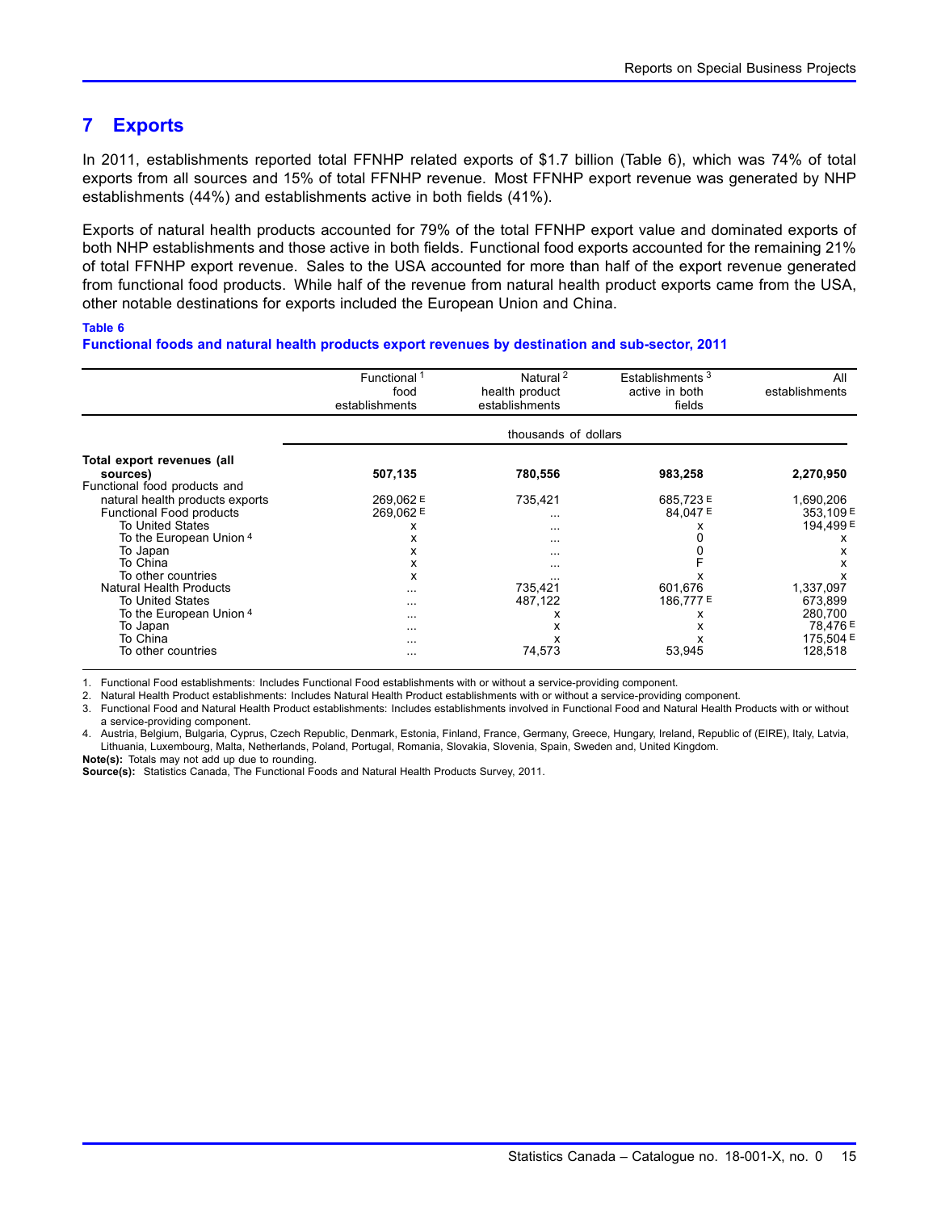## 7 Exports

In 2011, establishments reported total FFNHP related exports of $1.7 billion (Table 6), which was 74% of total exports from all sources and 15% of total FFNHP revenue. Most FFNHP export revenue was generated by NHP establishments (44%) and establishments active in both fields (41%).

Exports of natural health products accounted for 79% of the total FFNHP export value and dominated exports of both NHP establishments and those active in both fields. Functional food exports accounted for the remaining 21% of total FFNHP export revenue. Sales to the USA accounted for more than half of the export revenue generated from functional food products. While half of the revenue from natural health product exports came from the USA, other notable destinations for exports included the European Union and China.

**Table 6**
**Functional foods and natural health products export revenues by destination and sub-sector, 2011**

| | Functional [1] food establishments | Natural [2] health product establishments | Establishments [3] active in both fields | All establishments |
|---|---|---|---|---|
| | thousands of dollars | | | |
| **Total export revenues (all sources)** | **507,135** | **780,556** | **983,258** | **2,270,950** |
| Functional food products and natural health products exports | 269,062 E | 735,421 | 685,723 E | 1,690,206 |
| Functional Food products | 269,062 E | ... | 84,047 E | 353,109 E |
| To United States | x | ... | x | 194,499 E |
| To the European Union [4] | x | ... | 0 | x |
| To Japan | x | ... | 0 | x |
| To China | x | ... | F | x |
| To other countries | x | ... | x | x |
| Natural Health Products | ... | 735,421 | 601,676 | 1,337,097 |
| To United States | ... | 487,122 | 186,777 E | 673,899 |
| To the European Union [4] | ... | x | x | 280,700 |
| To Japan | ... | x | x | 78,476 E |
| To China | ... | x | x | 175,504 E |
| To other countries | ... | 74,573 | 53,945 | 128,518 |

1. Functional Food establishments: Includes Functional Food establishments with or without a service-providing component.
2. Natural Health Product establishments: Includes Natural Health Product establishments with or without a service-providing component.
3. Functional Food and Natural Health Product establishments: Includes establishments involved in Functional Food and Natural Health Products with or without a service-providing component.
4. Austria, Belgium, Bulgaria, Cyprus, Czech Republic, Denmark, Estonia, Finland, France, Germany, Greece, Hungary, Ireland, Republic of (EIRE), Italy, Latvia, Lithuania, Luxembourg, Malta, Netherlands, Poland, Portugal, Romania, Slovakia, Slovenia, Spain, Sweden and, United Kingdom.

**Note(s):** Totals may not add up due to rounding.
**Source(s):** Statistics Canada, The Functional Foods and Natural Health Products Survey, 2011.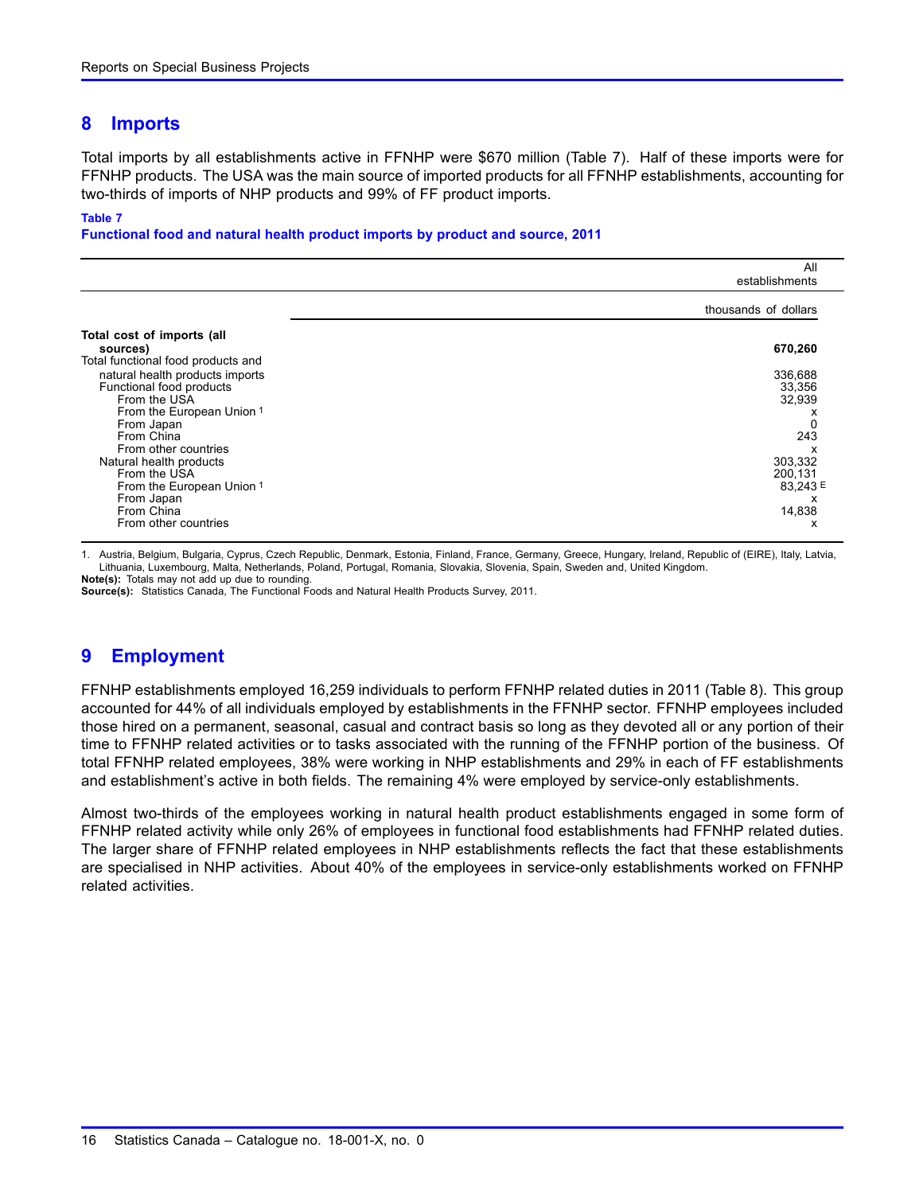## 8 Imports

Total imports by all establishments active in FFNHP were $670 million (Table 7). Half of these imports were for FFNHP products. The USA was the main source of imported products for all FFNHP establishments, accounting for two-thirds of imports of NHP products and 99% of FF product imports.

**Table 7**
**Functional food and natural health product imports by product and source, 2011**

| | All establishments |
|---|---|
| | thousands of dollars |
| **Total cost of imports (all sources)** | **670,260** |
| Total functional food products and natural health products imports | 336,688 |
| Functional food products | 33,356 |
| From the USA | 32,939 |
| From the European Union [1] | x |
| From Japan | 0 |
| From China | 243 |
| From other countries | x |
| Natural health products | 303,332 |
| From the USA | 200,131 |
| From the European Union [1] | 83,243 E |
| From Japan | x |
| From China | 14,838 |
| From other countries | x |

1. Austria, Belgium, Bulgaria, Cyprus, Czech Republic, Denmark, Estonia, Finland, France, Germany, Greece, Hungary, Ireland, Republic of (EIRE), Italy, Latvia, Lithuania, Luxembourg, Malta, Netherlands, Poland, Portugal, Romania, Slovakia, Slovenia, Spain, Sweden and, United Kingdom.

**Note(s):** Totals may not add up due to rounding.
**Source(s):** Statistics Canada, The Functional Foods and Natural Health Products Survey, 2011.

## 9 Employment

FFNHP establishments employed 16,259 individuals to perform FFNHP related duties in 2011 (Table 8). This group accounted for 44% of all individuals employed by establishments in the FFNHP sector. FFNHP employees included those hired on a permanent, seasonal, casual and contract basis so long as they devoted all or any portion of their time to FFNHP related activities or to tasks associated with the running of the FFNHP portion of the business. Of total FFNHP related employees, 38% were working in NHP establishments and 29% in each of FF establishments and establishment's active in both fields. The remaining 4% were employed by service-only establishments.

Almost two-thirds of the employees working in natural health product establishments engaged in some form of FFNHP related activity while only 26% of employees in functional food establishments had FFNHP related duties. The larger share of FFNHP related employees in NHP establishments reflects the fact that these establishments are specialised in NHP activities. About 40% of the employees in service-only establishments worked on FFNHP related activities.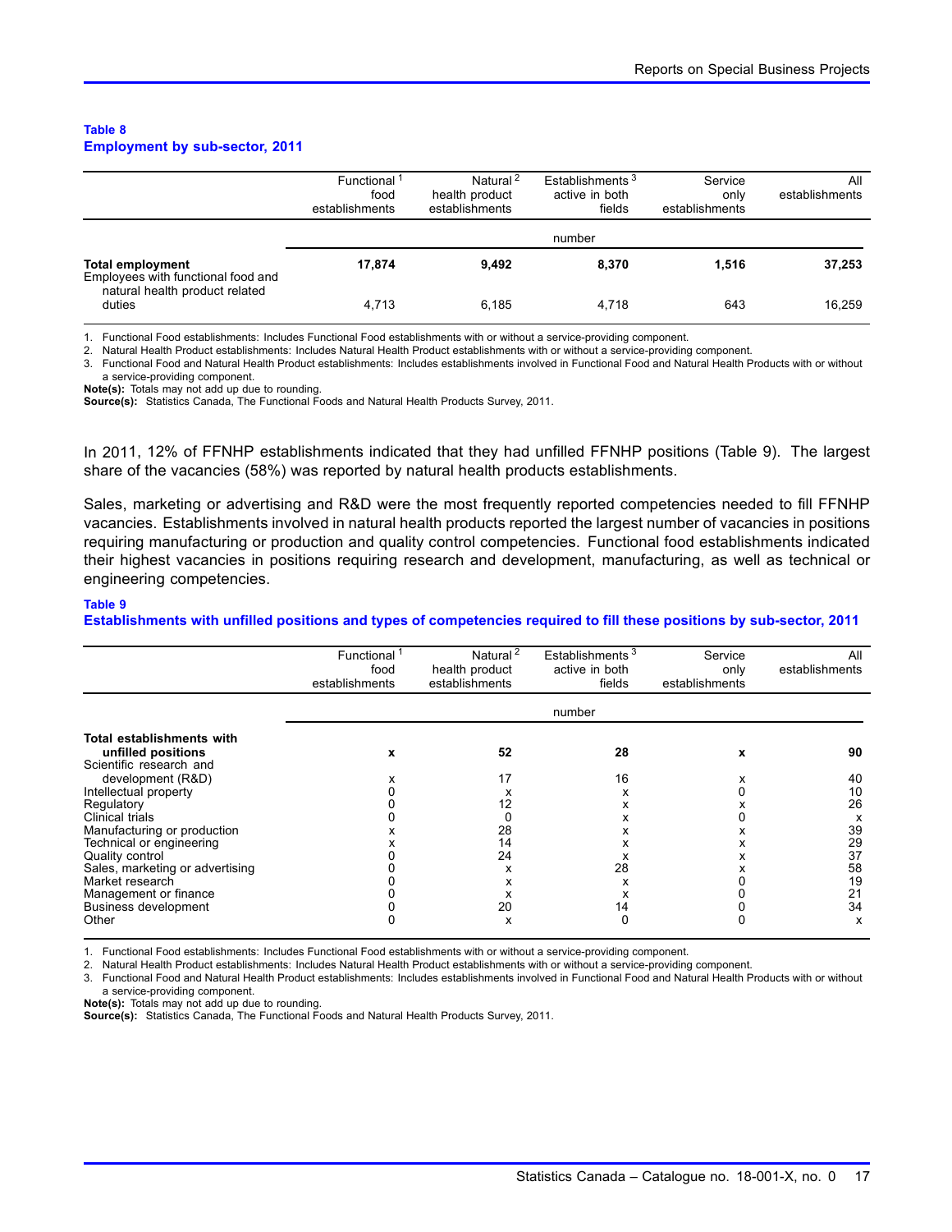**Table 8**
**Employment by sub-sector, 2011**

| | Functional[1] food establishments | Natural[2] health product establishments | Establishments[3] active in both fields | Service only establishments | All establishments |
|---|---|---|---|---|---|
| | number | | | | |
| **Total employment** | **17,874** | **9,492** | **8,370** | **1,516** | **37,253** |
| Employees with functional food and natural health product related duties | 4,713 | 6,185 | 4,718 | 643 | 16,259 |

1. Functional Food establishments: Includes Functional Food establishments with or without a service-providing component.
2. Natural Health Product establishments: Includes Natural Health Product establishments with or without a service-providing component.
3. Functional Food and Natural Health Product establishments: Includes establishments involved in Functional Food and Natural Health Products with or without a service-providing component.

**Note(s):** Totals may not add up due to rounding.
**Source(s):** Statistics Canada, The Functional Foods and Natural Health Products Survey, 2011.

In 2011, 12% of FFNHP establishments indicated that they had unfilled FFNHP positions (Table 9). The largest share of the vacancies (58%) was reported by natural health products establishments.

Sales, marketing or advertising and R&D were the most frequently reported competencies needed to fill FFNHP vacancies. Establishments involved in natural health products reported the largest number of vacancies in positions requiring manufacturing or production and quality control competencies. Functional food establishments indicated their highest vacancies in positions requiring research and development, manufacturing, as well as technical or engineering competencies.

**Table 9**
**Establishments with unfilled positions and types of competencies required to fill these positions by sub-sector, 2011**

| | Functional[1] food establishments | Natural[2] health product establishments | Establishments[3] active in both fields | Service only establishments | All establishments |
|---|---|---|---|---|---|
| | number | | | | |
| **Total establishments with unfilled positions** | **x** | **52** | **28** | **x** | **90** |
| Scientific research and development (R&D) | x | 17 | 16 | x | 40 |
| Intellectual property | 0 | x | x | 0 | 10 |
| Regulatory | 0 | 12 | x | x | 26 |
| Clinical trials | 0 | 0 | x | 0 | x |
| Manufacturing or production | x | 28 | x | x | 39 |
| Technical or engineering | x | 14 | x | x | 29 |
| Quality control | 0 | 24 | x | x | 37 |
| Sales, marketing or advertising | 0 | x | 28 | x | 58 |
| Market research | 0 | x | x | 0 | 19 |
| Management or finance | 0 | x | x | 0 | 21 |
| Business development | 0 | 20 | 14 | 0 | 34 |
| Other | 0 | x | 0 | 0 | x |

1. Functional Food establishments: Includes Functional Food establishments with or without a service-providing component.
2. Natural Health Product establishments: Includes Natural Health Product establishments with or without a service-providing component.
3. Functional Food and Natural Health Product establishments: Includes establishments involved in Functional Food and Natural Health Products with or without a service-providing component.

**Note(s):** Totals may not add up due to rounding.
**Source(s):** Statistics Canada, The Functional Foods and Natural Health Products Survey, 2011.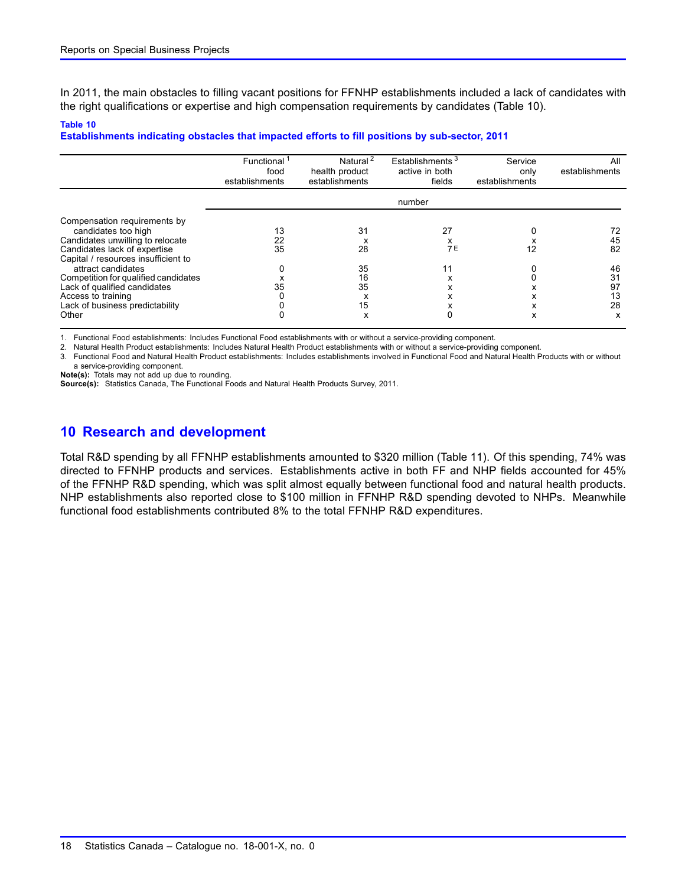In 2011, the main obstacles to filling vacant positions for FFNHP establishments included a lack of candidates with the right qualifications or expertise and high compensation requirements by candidates (Table 10).

**Table 10**
**Establishments indicating obstacles that impacted efforts to fill positions by sub-sector, 2011**

| | Functional[1] food establishments | Natural[2] health product establishments | Establishments[3] active in both fields | Service only establishments | All establishments |
|---|---|---|---|---|---|
| | number | | | | |
| Compensation requirements by candidates too high | 13 | 31 | 27 | 0 | 72 |
| Candidates unwilling to relocate | 22 | x | x | x | 45 |
| Candidates lack of expertise | 35 | 28 | 7 E | 12 | 82 |
| Capital / resources insufficient to attract candidates | 0 | 35 | 11 | 0 | 46 |
| Competition for qualified candidates | x | 16 | x | 0 | 31 |
| Lack of qualified candidates | 35 | 35 | x | x | 97 |
| Access to training | 0 | x | x | x | 13 |
| Lack of business predictability | 0 | 15 | x | x | 28 |
| Other | 0 | x | 0 | x | x |

1. Functional Food establishments: Includes Functional Food establishments with or without a service-providing component.
2. Natural Health Product establishments: Includes Natural Health Product establishments with or without a service-providing component.
3. Functional Food and Natural Health Product establishments: Includes establishments involved in Functional Food and Natural Health Products with or without a service-providing component.

**Note(s):** Totals may not add up due to rounding.
**Source(s):** Statistics Canada, The Functional Foods and Natural Health Products Survey, 2011.

## 10 Research and development

Total R&D spending by all FFNHP establishments amounted to $320 million (Table 11). Of this spending, 74% was directed to FFNHP products and services. Establishments active in both FF and NHP fields accounted for 45% of the FFNHP R&D spending, which was split almost equally between functional food and natural health products. NHP establishments also reported close to $100 million in FFNHP R&D spending devoted to NHPs. Meanwhile functional food establishments contributed 8% to the total FFNHP R&D expenditures.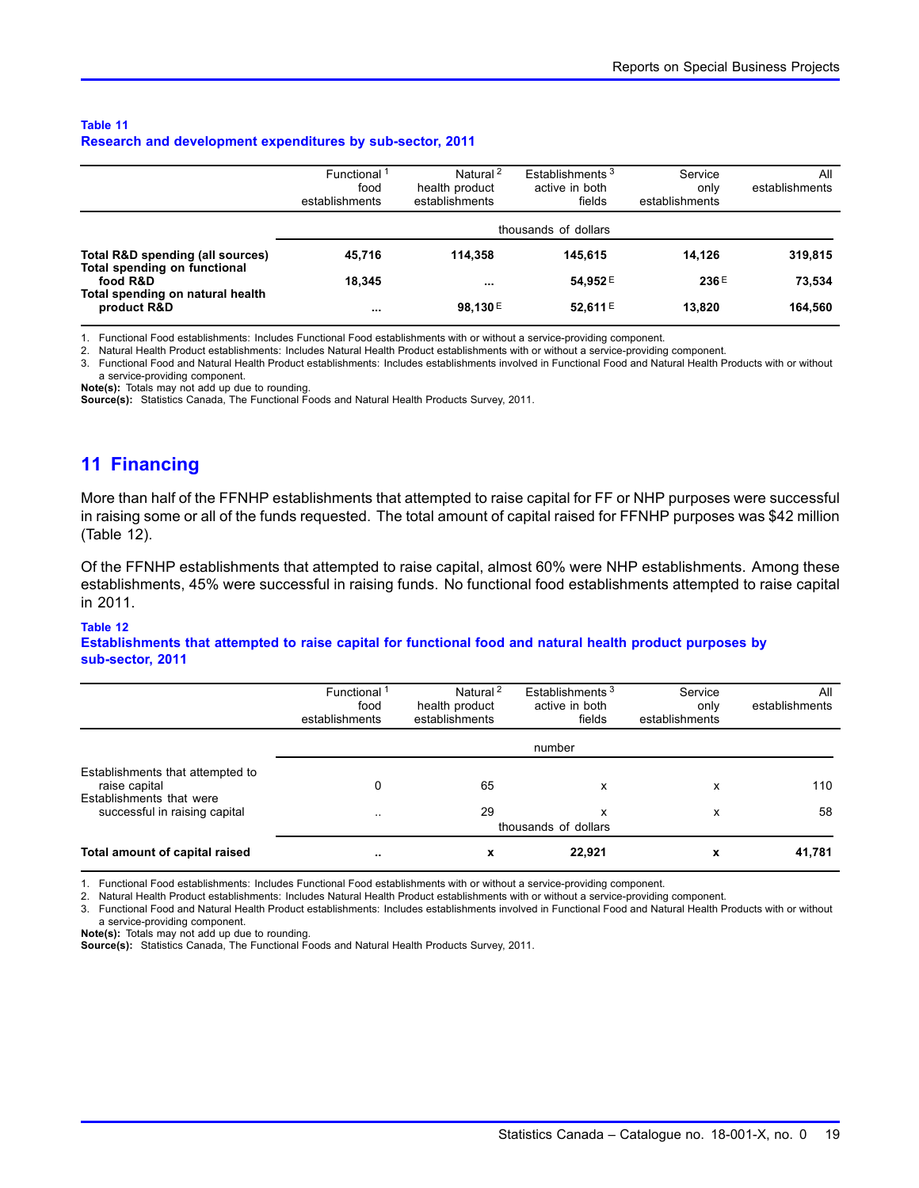**Table 11**
**Research and development expenditures by sub-sector, 2011**

| | Functional [1] food establishments | Natural [2] health product establishments | Establishments [3] active in both fields | Service only establishments | All establishments |
|---|---|---|---|---|---|
| | thousands of dollars | | | | |
| **Total R&D spending (all sources)** | **45,716** | **114,358** | **145,615** | **14,126** | **319,815** |
| **Total spending on functional food R&D** | **18,345** | **...** | **54,952 E** | **236 E** | **73,534** |
| **Total spending on natural health product R&D** | **...** | **98,130 E** | **52,611 E** | **13,820** | **164,560** |

1. Functional Food establishments: Includes Functional Food establishments with or without a service-providing component.
2. Natural Health Product establishments: Includes Natural Health Product establishments with or without a service-providing component.
3. Functional Food and Natural Health Product establishments: Includes establishments involved in Functional Food and Natural Health Products with or without a service-providing component.

**Note(s):** Totals may not add up due to rounding.
**Source(s):** Statistics Canada, The Functional Foods and Natural Health Products Survey, 2011.

## 11 Financing

More than half of the FFNHP establishments that attempted to raise capital for FF or NHP purposes were successful in raising some or all of the funds requested. The total amount of capital raised for FFNHP purposes was $42 million (Table 12).

Of the FFNHP establishments that attempted to raise capital, almost 60% were NHP establishments. Among these establishments, 45% were successful in raising funds. No functional food establishments attempted to raise capital in 2011.

**Table 12**
**Establishments that attempted to raise capital for functional food and natural health product purposes by sub-sector, 2011**

| | Functional [1] food establishments | Natural [2] health product establishments | Establishments [3] active in both fields | Service only establishments | All establishments |
|---|---|---|---|---|---|
| | number | | | | |
| Establishments that attempted to raise capital | 0 | 65 | x | x | 110 |
| Establishments that were successful in raising capital | .. | 29 | x | x | 58 |
| | thousands of dollars | | | | |
| **Total amount of capital raised** | **..** | **x** | **22,921** | **x** | **41,781** |

1. Functional Food establishments: Includes Functional Food establishments with or without a service-providing component.
2. Natural Health Product establishments: Includes Natural Health Product establishments with or without a service-providing component.
3. Functional Food and Natural Health Product establishments: Includes establishments involved in Functional Food and Natural Health Products with or without a service-providing component.

**Note(s):** Totals may not add up due to rounding.
**Source(s):** Statistics Canada, The Functional Foods and Natural Health Products Survey, 2011.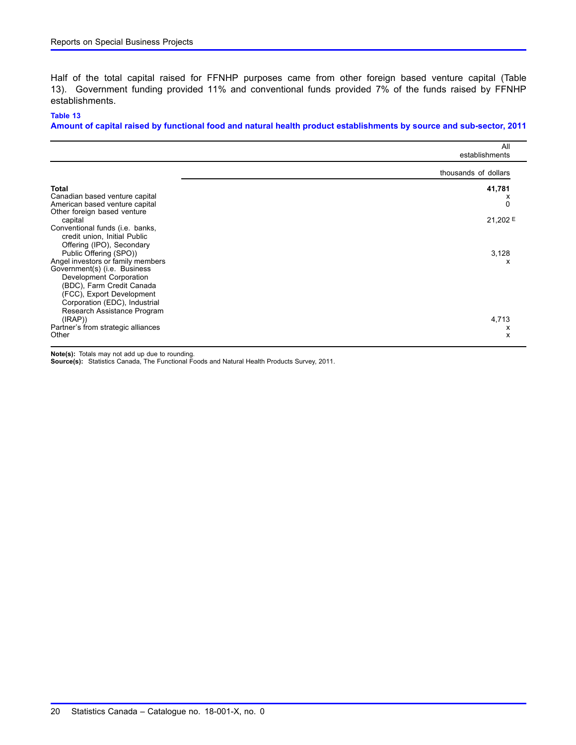Half of the total capital raised for FFNHP purposes came from other foreign based venture capital (Table 13). Government funding provided 11% and conventional funds provided 7% of the funds raised by FFNHP establishments.

**Table 13**
**Amount of capital raised by functional food and natural health product establishments by source and sub-sector, 2011**

| | All establishments |
|---|---|
| | thousands of dollars |
| **Total** | **41,781** |
| Canadian based venture capital | x |
| American based venture capital | 0 |
| Other foreign based venture capital | 21,202 E |
| Conventional funds (i.e. banks, credit union, Initial Public Offering (IPO), Secondary Public Offering (SPO)) | 3,128 |
| Angel investors or family members | x |
| Government(s) (i.e. Business Development Corporation (BDC), Farm Credit Canada (FCC), Export Development Corporation (EDC), Industrial Research Assistance Program (IRAP)) | 4,713 |
| Partner's from strategic alliances | x |
| Other | x |

**Note(s):** Totals may not add up due to rounding.
**Source(s):** Statistics Canada, The Functional Foods and Natural Health Products Survey, 2011.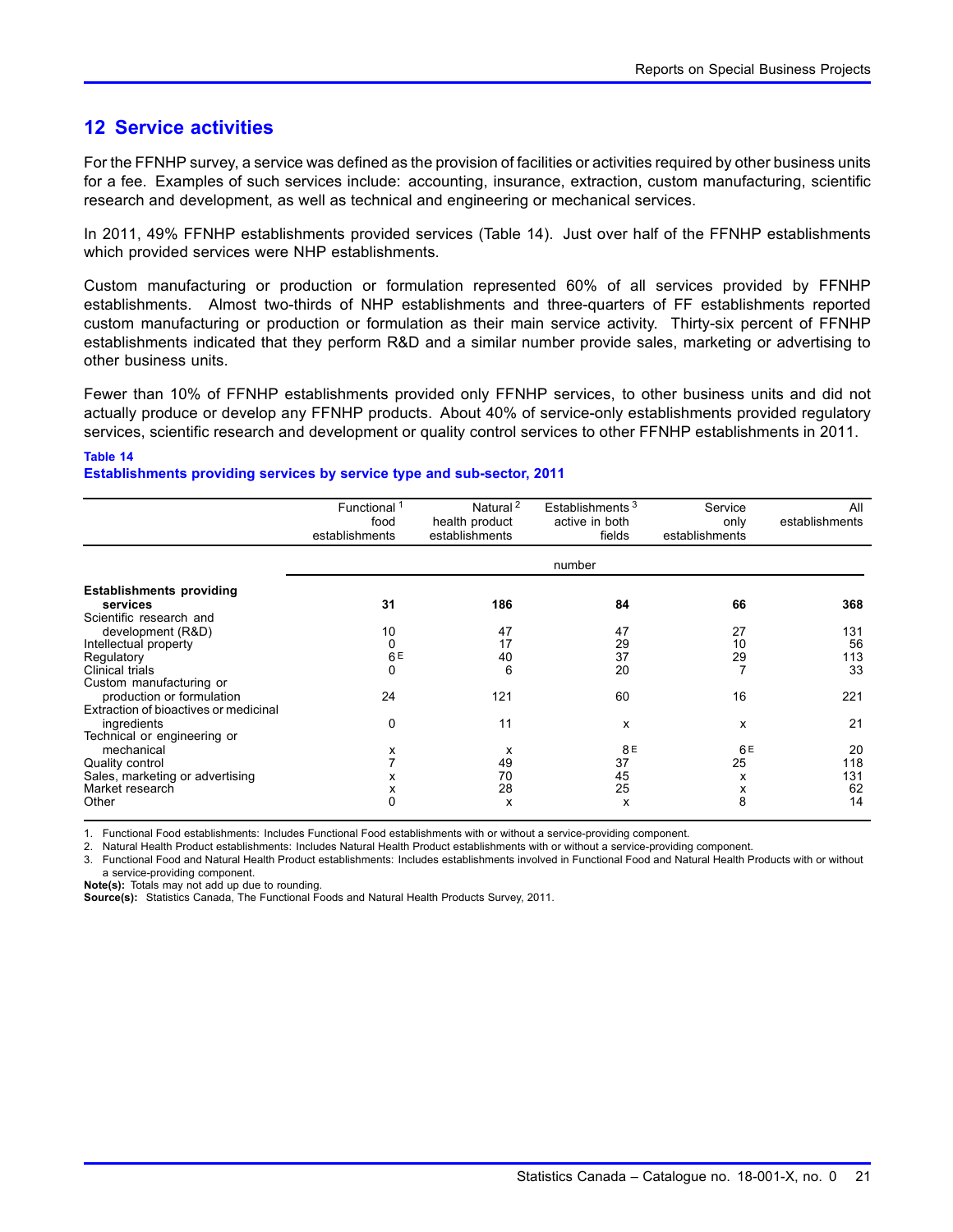## 12 Service activities

For the FFNHP survey, a service was defined as the provision of facilities or activities required by other business units for a fee. Examples of such services include: accounting, insurance, extraction, custom manufacturing, scientific research and development, as well as technical and engineering or mechanical services.

In 2011, 49% FFNHP establishments provided services (Table 14). Just over half of the FFNHP establishments which provided services were NHP establishments.

Custom manufacturing or production or formulation represented 60% of all services provided by FFNHP establishments. Almost two-thirds of NHP establishments and three-quarters of FF establishments reported custom manufacturing or production or formulation as their main service activity. Thirty-six percent of FFNHP establishments indicated that they perform R&D and a similar number provide sales, marketing or advertising to other business units.

Fewer than 10% of FFNHP establishments provided only FFNHP services, to other business units and did not actually produce or develop any FFNHP products. About 40% of service-only establishments provided regulatory services, scientific research and development or quality control services to other FFNHP establishments in 2011.

**Table 14**
**Establishments providing services by service type and sub-sector, 2011**

| | Functional [1] food establishments | Natural [2] health product establishments | Establishments [3] active in both fields | Service only establishments | All establishments |
|---|---|---|---|---|---|
| | number | | | | |
| **Establishments providing services** | **31** | **186** | **84** | **66** | **368** |
| Scientific research and development (R&D) | 10 | 47 | 47 | 27 | 131 |
| Intellectual property | 0 | 17 | 29 | 10 | 56 |
| Regulatory | 6 E | 40 | 37 | 29 | 113 |
| Clinical trials | 0 | 6 | 20 | 7 | 33 |
| Custom manufacturing or production or formulation | 24 | 121 | 60 | 16 | 221 |
| Extraction of bioactives or medicinal ingredients | 0 | 11 | x | x | 21 |
| Technical or engineering or mechanical | x | x | 8 E | 6 E | 20 |
| Quality control | 7 | 49 | 37 | 25 | 118 |
| Sales, marketing or advertising | x | 70 | 45 | x | 131 |
| Market research | x | 28 | 25 | x | 62 |
| Other | 0 | x | x | 8 | 14 |

1. Functional Food establishments: Includes Functional Food establishments with or without a service-providing component.
2. Natural Health Product establishments: Includes Natural Health Product establishments with or without a service-providing component.
3. Functional Food and Natural Health Product establishments: Includes establishments involved in Functional Food and Natural Health Products with or without a service-providing component.

**Note(s):** Totals may not add up due to rounding.
**Source(s):** Statistics Canada, The Functional Foods and Natural Health Products Survey, 2011.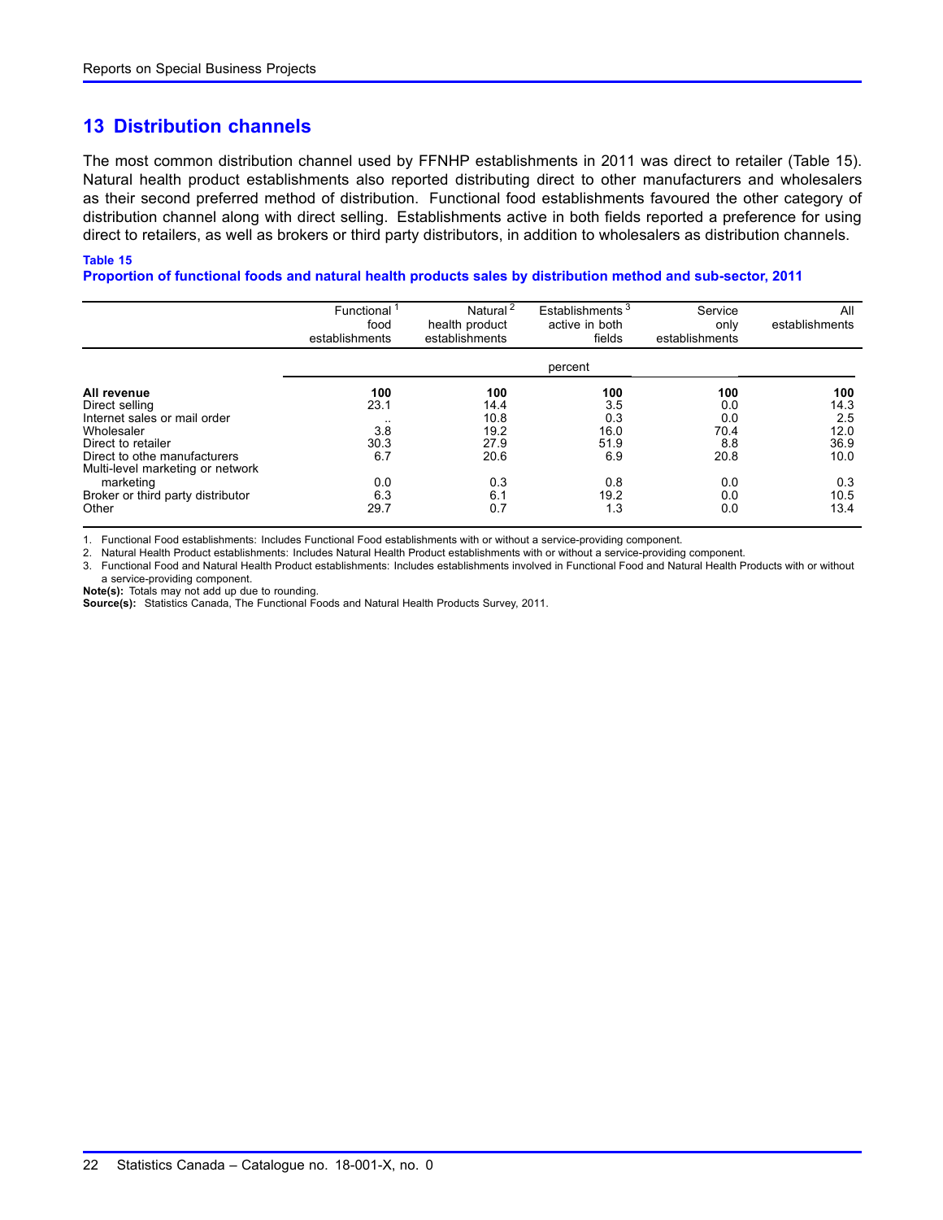## 13 Distribution channels

The most common distribution channel used by FFNHP establishments in 2011 was direct to retailer (Table 15). Natural health product establishments also reported distributing direct to other manufacturers and wholesalers as their second preferred method of distribution. Functional food establishments favoured the other category of distribution channel along with direct selling. Establishments active in both fields reported a preference for using direct to retailers, as well as brokers or third party distributors, in addition to wholesalers as distribution channels.

**Table 15**
**Proportion of functional foods and natural health products sales by distribution method and sub-sector, 2011**

| | Functional[1] food establishments | Natural[2] health product establishments | Establishments[3] active in both fields | Service only establishments | All establishments |
|---|---|---|---|---|---|
| | percent | | | | |
| **All revenue** | **100** | **100** | **100** | **100** | **100** |
| Direct selling | 23.1 | 14.4 | 3.5 | 0.0 | 14.3 |
| Internet sales or mail order | .. | 10.8 | 0.3 | 0.0 | 2.5 |
| Wholesaler | 3.8 | 19.2 | 16.0 | 70.4 | 12.0 |
| Direct to retailer | 30.3 | 27.9 | 51.9 | 8.8 | 36.9 |
| Direct to othe manufacturers | 6.7 | 20.6 | 6.9 | 20.8 | 10.0 |
| Multi-level marketing or network marketing | 0.0 | 0.3 | 0.8 | 0.0 | 0.3 |
| Broker or third party distributor | 6.3 | 6.1 | 19.2 | 0.0 | 10.5 |
| Other | 29.7 | 0.7 | 1.3 | 0.0 | 13.4 |

1. Functional Food establishments: Includes Functional Food establishments with or without a service-providing component.
2. Natural Health Product establishments: Includes Natural Health Product establishments with or without a service-providing component.
3. Functional Food and Natural Health Product establishments: Includes establishments involved in Functional Food and Natural Health Products with or without a service-providing component.

**Note(s):** Totals may not add up due to rounding.
**Source(s):** Statistics Canada, The Functional Foods and Natural Health Products Survey, 2011.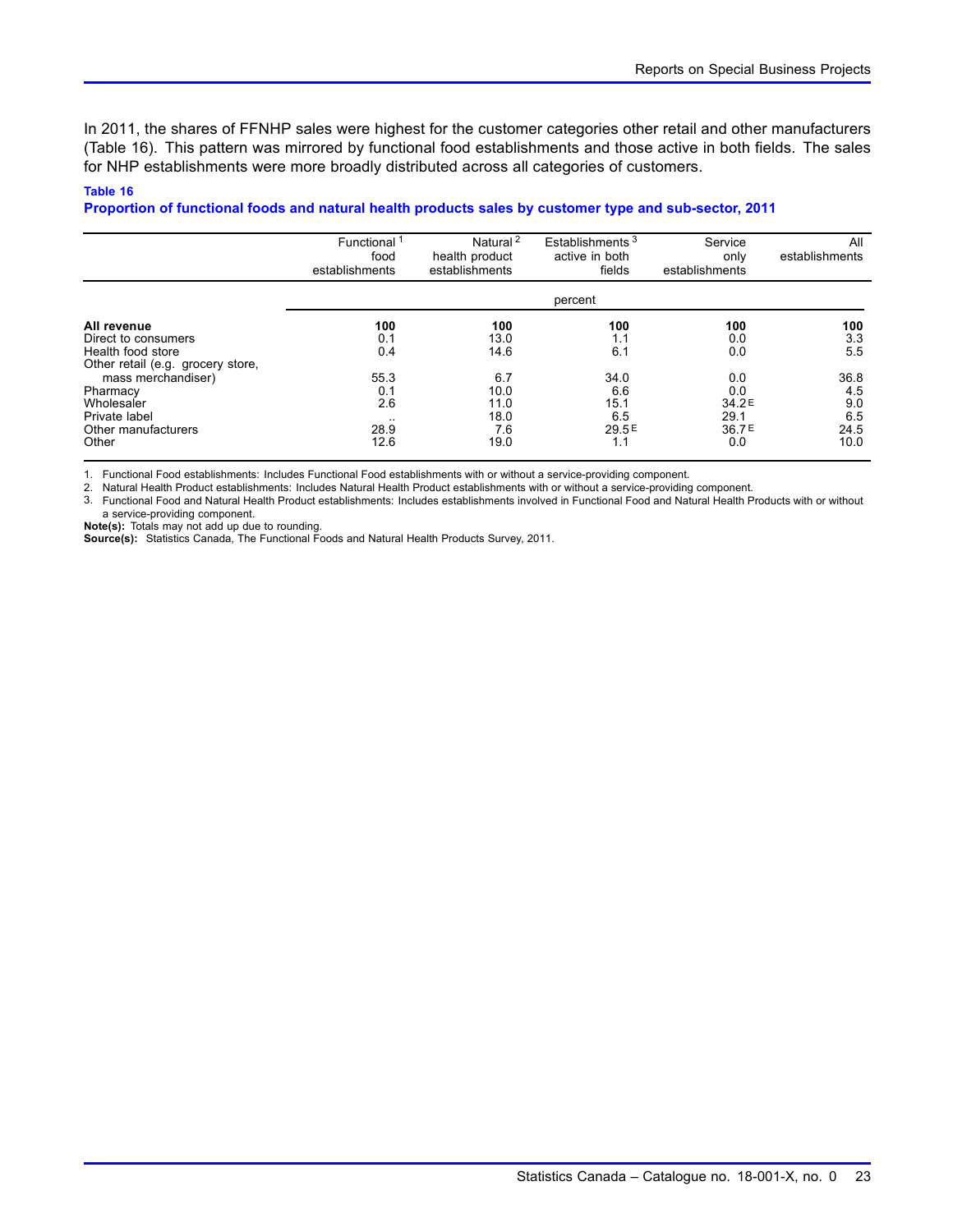In 2011, the shares of FFNHP sales were highest for the customer categories other retail and other manufacturers (Table 16). This pattern was mirrored by functional food establishments and those active in both fields. The sales for NHP establishments were more broadly distributed across all categories of customers.

**Table 16**
**Proportion of functional foods and natural health products sales by customer type and sub-sector, 2011**

| | Functional [1] food establishments | Natural [2] health product establishments | Establishments [3] active in both fields | Service only establishments | All establishments |
|---|---|---|---|---|---|
| | percent | | | | |
| **All revenue** | **100** | **100** | **100** | **100** | **100** |
| Direct to consumers | 0.1 | 13.0 | 1.1 | 0.0 | 3.3 |
| Health food store | 0.4 | 14.6 | 6.1 | 0.0 | 5.5 |
| Other retail (e.g. grocery store, mass merchandiser) | 55.3 | 6.7 | 34.0 | 0.0 | 36.8 |
| Pharmacy | 0.1 | 10.0 | 6.6 | 0.0 | 4.5 |
| Wholesaler | 2.6 | 11.0 | 15.1 | 34.2 E | 9.0 |
| Private label | .. | 18.0 | 6.5 | 29.1 | 6.5 |
| Other manufacturers | 28.9 | 7.6 | 29.5 E | 36.7 E | 24.5 |
| Other | 12.6 | 19.0 | 1.1 | 0.0 | 10.0 |

1. Functional Food establishments: Includes Functional Food establishments with or without a service-providing component.
2. Natural Health Product establishments: Includes Natural Health Product establishments with or without a service-providing component.
3. Functional Food and Natural Health Product establishments: Includes establishments involved in Functional Food and Natural Health Products with or without a service-providing component.

**Note(s):** Totals may not add up due to rounding.
**Source(s):** Statistics Canada, The Functional Foods and Natural Health Products Survey, 2011.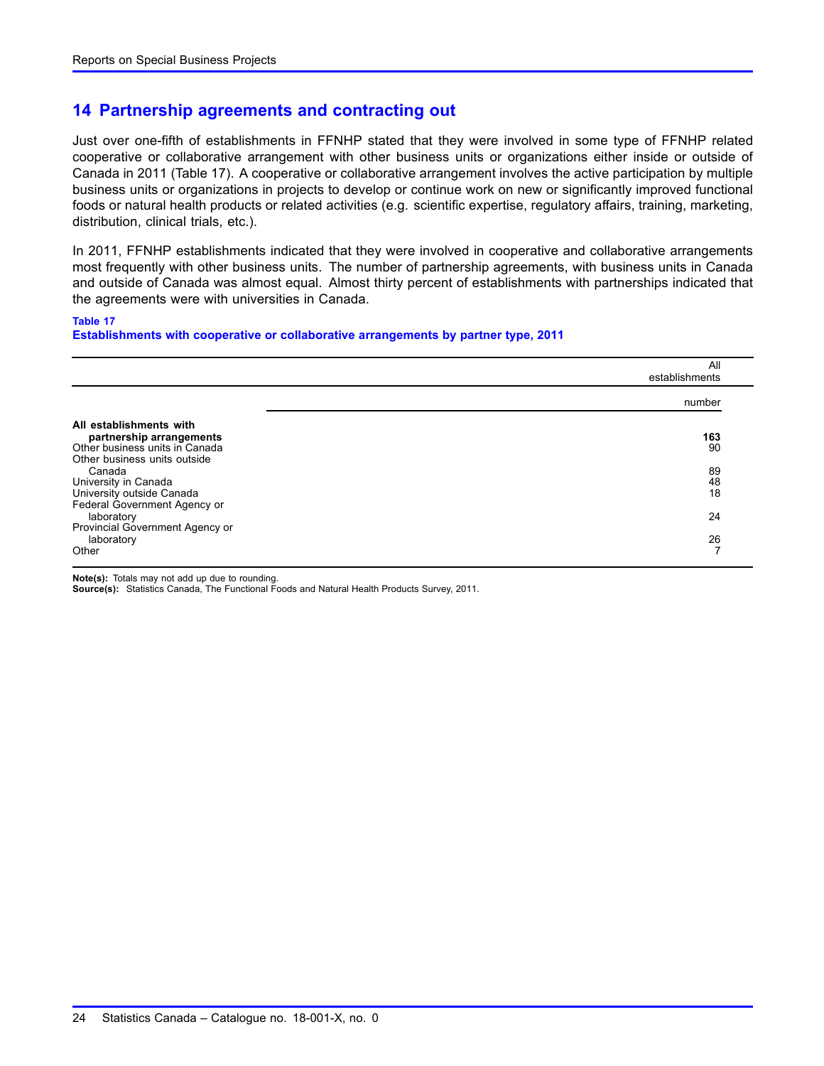## 14 Partnership agreements and contracting out

Just over one-fifth of establishments in FFNHP stated that they were involved in some type of FFNHP related cooperative or collaborative arrangement with other business units or organizations either inside or outside of Canada in 2011 (Table 17). A cooperative or collaborative arrangement involves the active participation by multiple business units or organizations in projects to develop or continue work on new or significantly improved functional foods or natural health products or related activities (e.g. scientific expertise, regulatory affairs, training, marketing, distribution, clinical trials, etc.).

In 2011, FFNHP establishments indicated that they were involved in cooperative and collaborative arrangements most frequently with other business units. The number of partnership agreements, with business units in Canada and outside of Canada was almost equal. Almost thirty percent of establishments with partnerships indicated that the agreements were with universities in Canada.

**Table 17**
**Establishments with cooperative or collaborative arrangements by partner type, 2011**

| | All establishments |
|---|---|
| | number |
| **All establishments with partnership arrangements** | **163** |
| Other business units in Canada | 90 |
| Other business units outside Canada | 89 |
| University in Canada | 48 |
| University outside Canada | 18 |
| Federal Government Agency or laboratory | 24 |
| Provincial Government Agency or laboratory | 26 |
| Other | 7 |

**Note(s):** Totals may not add up due to rounding.
**Source(s):** Statistics Canada, The Functional Foods and Natural Health Products Survey, 2011.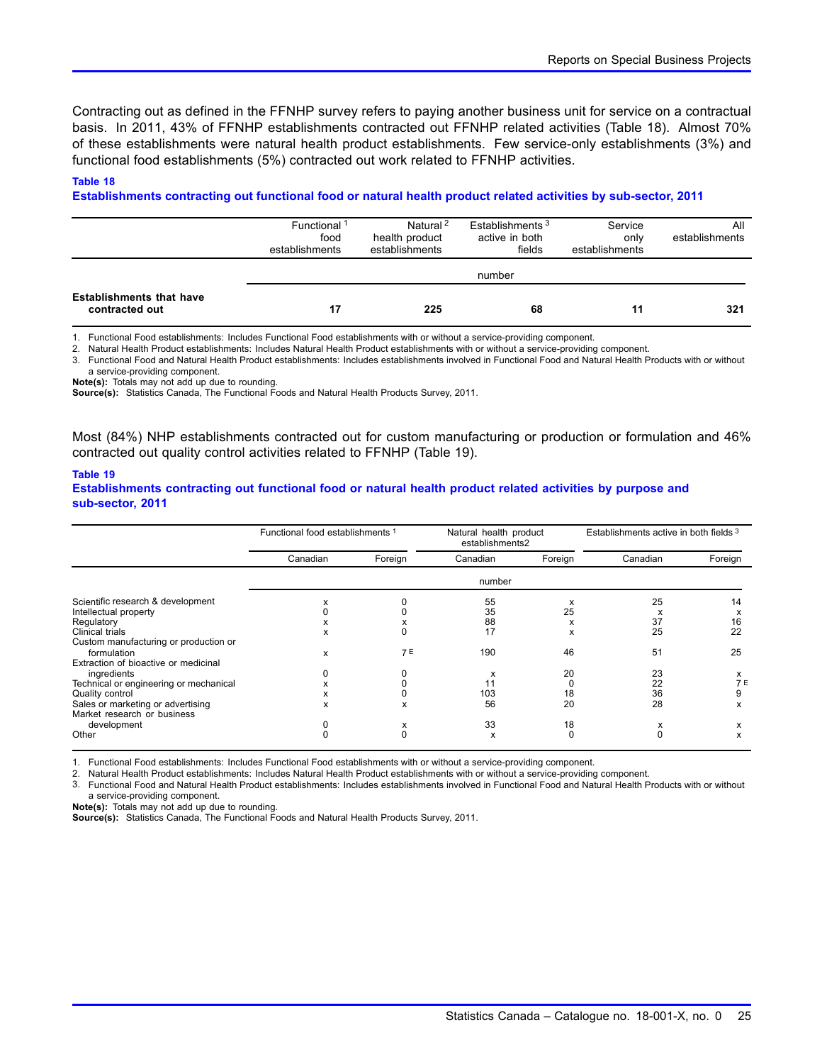Contracting out as defined in the FFNHP survey refers to paying another business unit for service on a contractual basis. In 2011, 43% of FFNHP establishments contracted out FFNHP related activities (Table 18). Almost 70% of these establishments were natural health product establishments. Few service-only establishments (3%) and functional food establishments (5%) contracted out work related to FFNHP activities.

**Table 18**
**Establishments contracting out functional food or natural health product related activities by sub-sector, 2011**

| | Functional[1] food establishments | Natural[2] health product establishments | Establishments[3] active in both fields | Service only establishments | All establishments |
|---|---|---|---|---|---|
| | number | | | | |
| **Establishments that have contracted out** | **17** | **225** | **68** | **11** | **321** |

1. Functional Food establishments: Includes Functional Food establishments with or without a service-providing component.
2. Natural Health Product establishments: Includes Natural Health Product establishments with or without a service-providing component.
3. Functional Food and Natural Health Product establishments: Includes establishments involved in Functional Food and Natural Health Products with or without a service-providing component.

**Note(s):** Totals may not add up due to rounding.
**Source(s):** Statistics Canada, The Functional Foods and Natural Health Products Survey, 2011.

Most (84%) NHP establishments contracted out for custom manufacturing or production or formulation and 46% contracted out quality control activities related to FFNHP (Table 19).

**Table 19**
**Establishments contracting out functional food or natural health product related activities by purpose and sub-sector, 2011**

| | Functional food establishments[1] | | Natural health product establishments2 | | Establishments active in both fields[3] | |
|---|---|---|---|---|---|---|
| | Canadian | Foreign | Canadian | Foreign | Canadian | Foreign |
| | number | | | | | |
| Scientific research & development | x | 0 | 55 | x | 25 | 14 |
| Intellectual property | 0 | 0 | 35 | 25 | x | x |
| Regulatory | x | x | 88 | x | 37 | 16 |
| Clinical trials | x | 0 | 17 | x | 25 | 22 |
| Custom manufacturing or production or formulation | x | 7 E | 190 | 46 | 51 | 25 |
| Extraction of bioactive or medicinal ingredients | 0 | 0 | x | 20 | 23 | x |
| Technical or engineering or mechanical | x | 0 | 11 | 0 | 22 | 7 E |
| Quality control | x | 0 | 103 | 18 | 36 | 9 |
| Sales or marketing or advertising | x | x | 56 | 20 | 28 | x |
| Market research or business development | 0 | x | 33 | 18 | x | x |
| Other | 0 | 0 | x | 0 | 0 | x |

1. Functional Food establishments: Includes Functional Food establishments with or without a service-providing component.
2. Natural Health Product establishments: Includes Natural Health Product establishments with or without a service-providing component.
3. Functional Food and Natural Health Product establishments: Includes establishments involved in Functional Food and Natural Health Products with or without a service-providing component.

**Note(s):** Totals may not add up due to rounding.
**Source(s):** Statistics Canada, The Functional Foods and Natural Health Products Survey, 2011.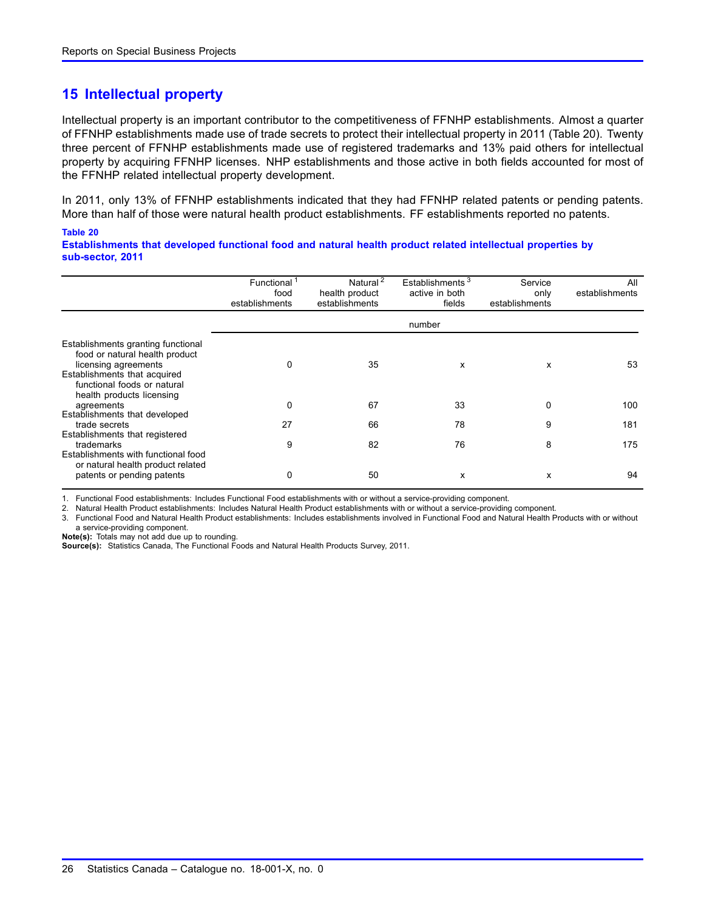## 15 Intellectual property

Intellectual property is an important contributor to the competitiveness of FFNHP establishments. Almost a quarter of FFNHP establishments made use of trade secrets to protect their intellectual property in 2011 (Table 20). Twenty three percent of FFNHP establishments made use of registered trademarks and 13% paid others for intellectual property by acquiring FFNHP licenses. NHP establishments and those active in both fields accounted for most of the FFNHP related intellectual property development.

In 2011, only 13% of FFNHP establishments indicated that they had FFNHP related patents or pending patents. More than half of those were natural health product establishments. FF establishments reported no patents.

**Table 20**
**Establishments that developed functional food and natural health product related intellectual properties by sub-sector, 2011**

| | Functional [1] food establishments | Natural [2] health product establishments | Establishments [3] active in both fields | Service only establishments | All establishments |
|---|---|---|---|---|---|
| | number | | | | |
| Establishments granting functional food or natural health product licensing agreements | 0 | 35 | x | x | 53 |
| Establishments that acquired functional foods or natural health products licensing agreements | 0 | 67 | 33 | 0 | 100 |
| Establishments that developed trade secrets | 27 | 66 | 78 | 9 | 181 |
| Establishments that registered trademarks | 9 | 82 | 76 | 8 | 175 |
| Establishments with functional food or natural health product related patents or pending patents | 0 | 50 | x | x | 94 |

1. Functional Food establishments: Includes Functional Food establishments with or without a service-providing component.
2. Natural Health Product establishments: Includes Natural Health Product establishments with or without a service-providing component.
3. Functional Food and Natural Health Product establishments: Includes establishments involved in Functional Food and Natural Health Products with or without a service-providing component.

**Note(s):** Totals may not add due up to rounding.
**Source(s):** Statistics Canada, The Functional Foods and Natural Health Products Survey, 2011.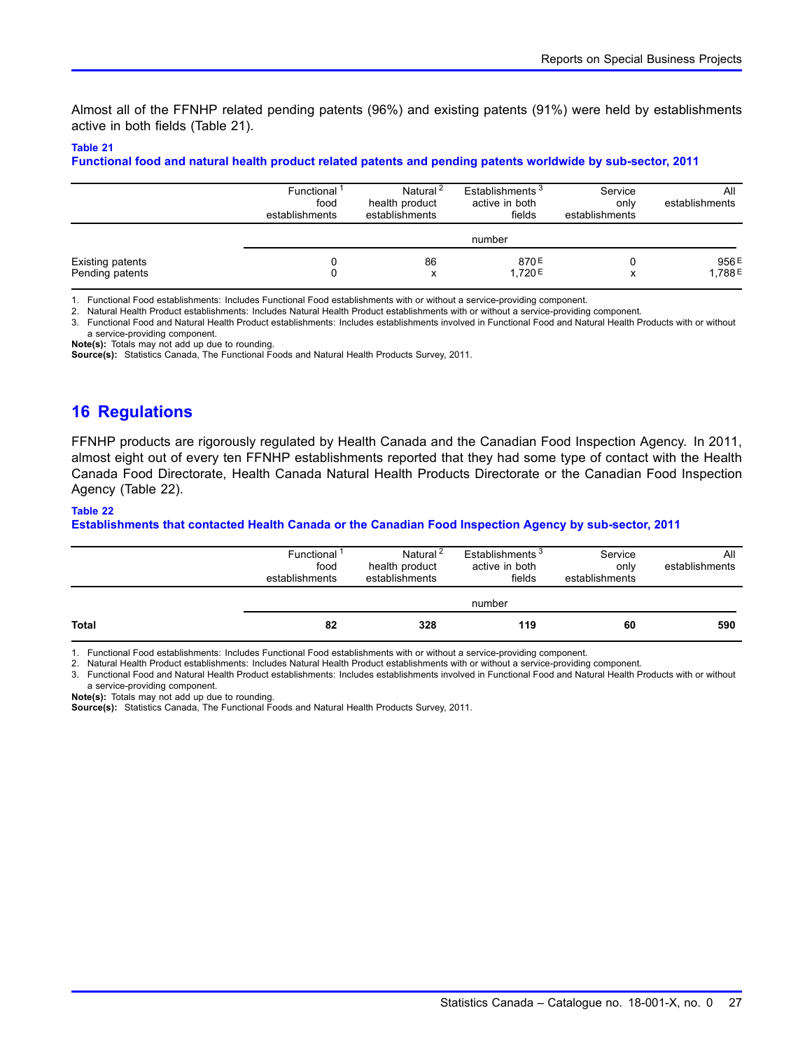Almost all of the FFNHP related pending patents (96%) and existing patents (91%) were held by establishments active in both fields (Table 21).

**Table 21**
**Functional food and natural health product related patents and pending patents worldwide by sub-sector, 2011**

| | Functional food establishments [1] | Natural health product establishments [2] | Establishments active in both fields [3] | Service only establishments | All establishments |
|---|---|---|---|---|---|
| | number | | | | |
| Existing patents | 0 | 86 | 870 E | 0 | 956 E |
| Pending patents | 0 | x | 1,720 E | x | 1,788 E |

1. Functional Food establishments: Includes Functional Food establishments with or without a service-providing component.
2. Natural Health Product establishments: Includes Natural Health Product establishments with or without a service-providing component.
3. Functional Food and Natural Health Product establishments: Includes establishments involved in Functional Food and Natural Health Products with or without a service-providing component.

**Note(s):** Totals may not add up due to rounding.
**Source(s):** Statistics Canada, The Functional Foods and Natural Health Products Survey, 2011.

## 16 Regulations

FFNHP products are rigorously regulated by Health Canada and the Canadian Food Inspection Agency. In 2011, almost eight out of every ten FFNHP establishments reported that they had some type of contact with the Health Canada Food Directorate, Health Canada Natural Health Products Directorate or the Canadian Food Inspection Agency (Table 22).

**Table 22**
**Establishments that contacted Health Canada or the Canadian Food Inspection Agency by sub-sector, 2011**

| | Functional food establishments [1] | Natural health product establishments [2] | Establishments active in both fields [3] | Service only establishments | All establishments |
|---|---|---|---|---|---|
| | number | | | | |
| **Total** | **82** | **328** | **119** | **60** | **590** |

1. Functional Food establishments: Includes Functional Food establishments with or without a service-providing component.
2. Natural Health Product establishments: Includes Natural Health Product establishments with or without a service-providing component.
3. Functional Food and Natural Health Product establishments: Includes establishments involved in Functional Food and Natural Health Products with or without a service-providing component.

**Note(s):** Totals may not add up due to rounding.
**Source(s):** Statistics Canada, The Functional Foods and Natural Health Products Survey, 2011.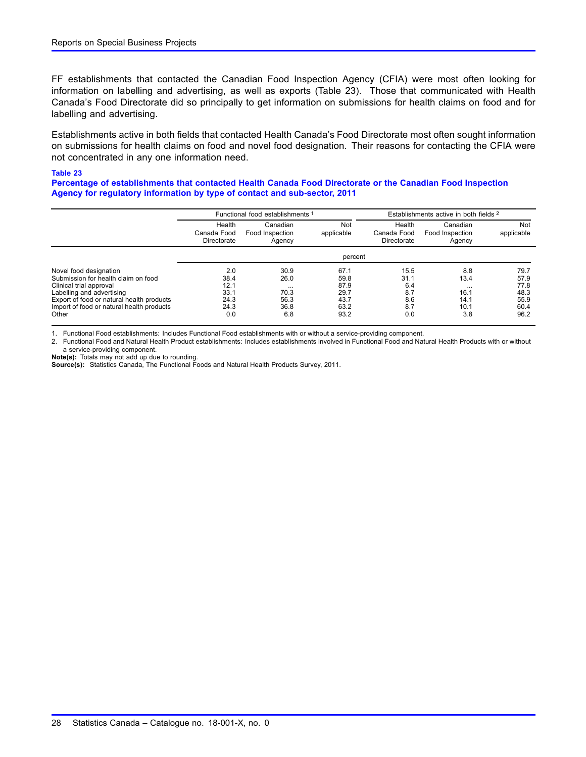FF establishments that contacted the Canadian Food Inspection Agency (CFIA) were most often looking for information on labelling and advertising, as well as exports (Table 23). Those that communicated with Health Canada's Food Directorate did so principally to get information on submissions for health claims on food and for labelling and advertising.

Establishments active in both fields that contacted Health Canada's Food Directorate most often sought information on submissions for health claims on food and novel food designation. Their reasons for contacting the CFIA were not concentrated in any one information need.

**Table 23**
**Percentage of establishments that contacted Health Canada Food Directorate or the Canadian Food Inspection Agency for regulatory information by type of contact and sub-sector, 2011**

| | Functional food establishments [1] | | | Establishments active in both fields [2] | | |
|---|---|---|---|---|---|---|
| | Health Canada Food Directorate | Canadian Food Inspection Agency | Not applicable | Health Canada Food Directorate | Canadian Food Inspection Agency | Not applicable |
| | percent | | | | | |
| Novel food designation | 2.0 | 30.9 | 67.1 | 15.5 | 8.8 | 79.7 |
| Submission for health claim on food | 38.4 | 26.0 | 59.8 | 31.1 | 13.4 | 57.9 |
| Clinical trial approval | 12.1 | ... | 87.9 | 6.4 | ... | 77.8 |
| Labelling and advertising | 33.1 | 70.3 | 29.7 | 8.7 | 16.1 | 48.3 |
| Export of food or natural health products | 24.3 | 56.3 | 43.7 | 8.6 | 14.1 | 55.9 |
| Import of food or natural health products | 24.3 | 36.8 | 63.2 | 8.7 | 10.1 | 60.4 |
| Other | 0.0 | 6.8 | 93.2 | 0.0 | 3.8 | 96.2 |

1. Functional Food establishments: Includes Functional Food establishments with or without a service-providing component.
2. Functional Food and Natural Health Product establishments: Includes establishments involved in Functional Food and Natural Health Products with or without a service-providing component.

**Note(s):** Totals may not add up due to rounding.
**Source(s):** Statistics Canada, The Functional Foods and Natural Health Products Survey, 2011.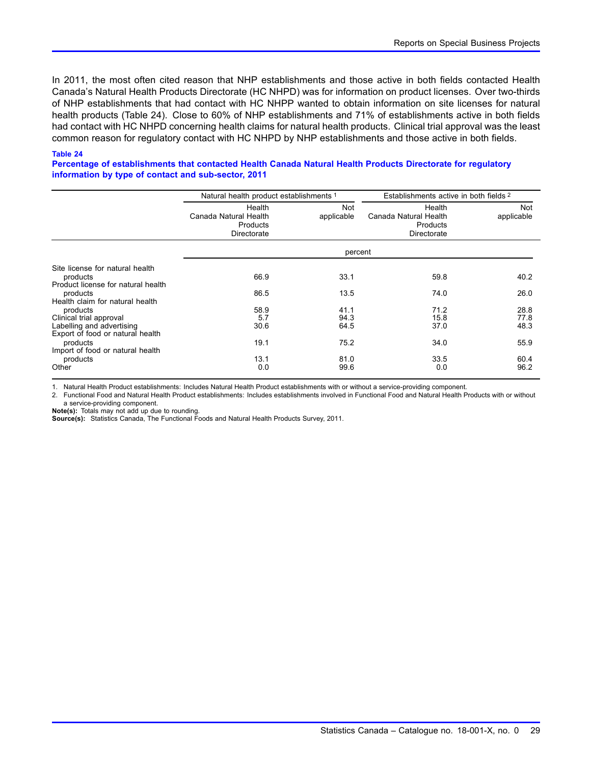In 2011, the most often cited reason that NHP establishments and those active in both fields contacted Health Canada's Natural Health Products Directorate (HC NHPD) was for information on product licenses. Over two-thirds of NHP establishments that had contact with HC NHPP wanted to obtain information on site licenses for natural health products (Table 24). Close to 60% of NHP establishments and 71% of establishments active in both fields had contact with HC NHPD concerning health claims for natural health products. Clinical trial approval was the least common reason for regulatory contact with HC NHPD by NHP establishments and those active in both fields.

**Table 24**
**Percentage of establishments that contacted Health Canada Natural Health Products Directorate for regulatory information by type of contact and sub-sector, 2011**

| | Natural health product establishments [1] | | Establishments active in both fields [2] | |
|---|---|---|---|---|
| | Health Canada Natural Health Products Directorate | Not applicable | Health Canada Natural Health Products Directorate | Not applicable |
| | percent | | | |
| Site license for natural health products | 66.9 | 33.1 | 59.8 | 40.2 |
| Product license for natural health products | 86.5 | 13.5 | 74.0 | 26.0 |
| Health claim for natural health products | 58.9 | 41.1 | 71.2 | 28.8 |
| Clinical trial approval | 5.7 | 94.3 | 15.8 | 77.8 |
| Labelling and advertising | 30.6 | 64.5 | 37.0 | 48.3 |
| Export of food or natural health products | 19.1 | 75.2 | 34.0 | 55.9 |
| Import of food or natural health products | 13.1 | 81.0 | 33.5 | 60.4 |
| Other | 0.0 | 99.6 | 0.0 | 96.2 |

1. Natural Health Product establishments: Includes Natural Health Product establishments with or without a service-providing component.
2. Functional Food and Natural Health Product establishments: Includes establishments involved in Functional Food and Natural Health Products with or without a service-providing component.

**Note(s):** Totals may not add up due to rounding.
**Source(s):** Statistics Canada, The Functional Foods and Natural Health Products Survey, 2011.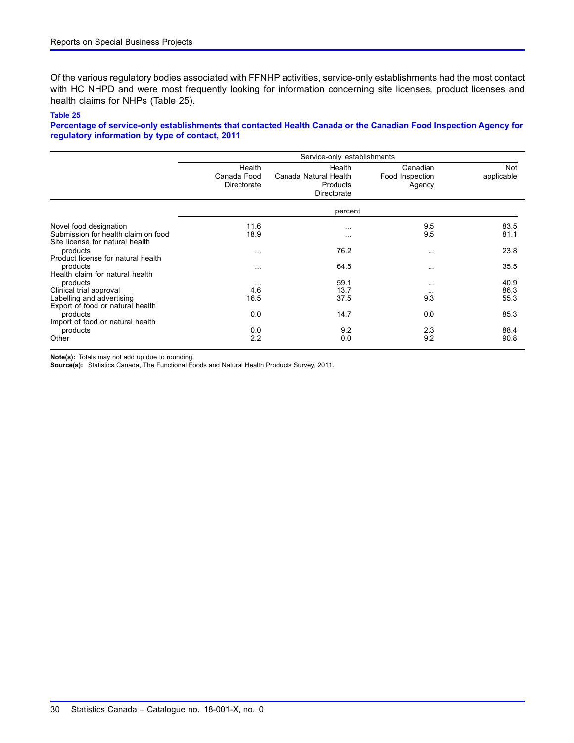Of the various regulatory bodies associated with FFNHP activities, service-only establishments had the most contact with HC NHPD and were most frequently looking for information concerning site licenses, product licenses and health claims for NHPs (Table 25).

**Table 25**
**Percentage of service-only establishments that contacted Health Canada or the Canadian Food Inspection Agency for regulatory information by type of contact, 2011**

| | Service-only establishments | | | |
|---|---|---|---|---|
| | Health Canada Food Directorate | Health Canada Natural Health Products Directorate | Canadian Food Inspection Agency | Not applicable |
| | percent | | | |
| Novel food designation | 11.6 | ... | 9.5 | 83.5 |
| Submission for health claim on food | 18.9 | ... | 9.5 | 81.1 |
| Site license for natural health products | ... | 76.2 | ... | 23.8 |
| Product license for natural health products | ... | 64.5 | ... | 35.5 |
| Health claim for natural health products | ... | 59.1 | ... | 40.9 |
| Clinical trial approval | 4.6 | 13.7 | ... | 86.3 |
| Labelling and advertising | 16.5 | 37.5 | 9.3 | 55.3 |
| Export of food or natural health products | 0.0 | 14.7 | 0.0 | 85.3 |
| Import of food or natural health products | 0.0 | 9.2 | 2.3 | 88.4 |
| Other | 2.2 | 0.0 | 9.2 | 90.8 |

**Note(s):** Totals may not add up due to rounding.
**Source(s):** Statistics Canada, The Functional Foods and Natural Health Products Survey, 2011.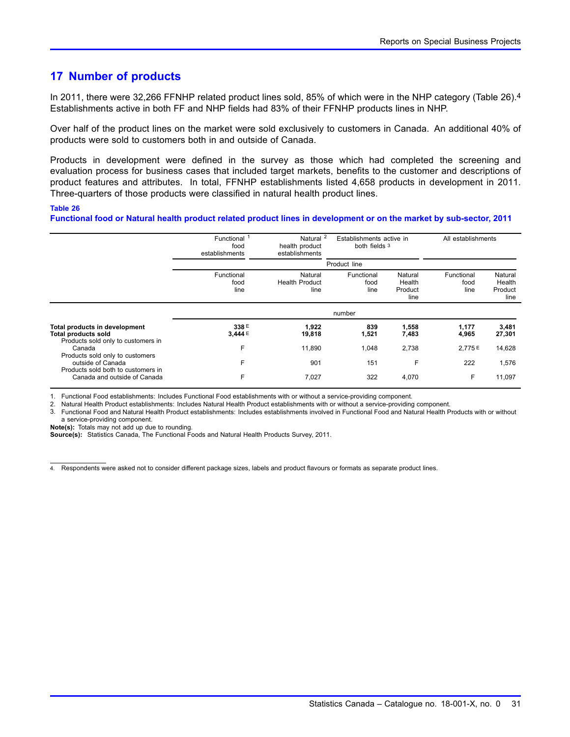## 17 Number of products

In 2011, there were 32,266 FFNHP related product lines sold, 85% of which were in the NHP category (Table 26).[4] Establishments active in both FF and NHP fields had 83% of their FFNHP products lines in NHP.

Over half of the product lines on the market were sold exclusively to customers in Canada. An additional 40% of products were sold to customers both in and outside of Canada.

Products in development were defined in the survey as those which had completed the screening and evaluation process for business cases that included target markets, benefits to the customer and descriptions of product features and attributes. In total, FFNHP establishments listed 4,658 products in development in 2011. Three-quarters of those products were classified in natural health product lines.

**Table 26**
**Functional food or Natural health product related product lines in development or on the market by sub-sector, 2011**

| | Functional food establishments[1] | Natural health product establishments[2] | Establishments active in both fields[3] | | All establishments | |
|---|---|---|---|---|---|---|
| | Product line | | | | | |
| | Functional food line | Natural Health Product line | Functional food line | Natural Health Product line | Functional food line | Natural Health Product line |
| | number | | | | | |
| **Total products in development** | **338 E** | **1,922** | **839** | **1,558** | **1,177** | **3,481** |
| **Total products sold** | **3,444 E** | **19,818** | **1,521** | **7,483** | **4,965** | **27,301** |
| Products sold only to customers in Canada | F | 11,890 | 1,048 | 2,738 | 2,775 E | 14,628 |
| Products sold only to customers outside of Canada | F | 901 | 151 | F | 222 | 1,576 |
| Products sold both to customers in Canada and outside of Canada | F | 7,027 | 322 | 4,070 | F | 11,097 |

1. Functional Food establishments: Includes Functional Food establishments with or without a service-providing component.
2. Natural Health Product establishments: Includes Natural Health Product establishments with or without a service-providing component.
3. Functional Food and Natural Health Product establishments: Includes establishments involved in Functional Food and Natural Health Products with or without a service-providing component.

**Note(s):** Totals may not add up due to rounding.
**Source(s):** Statistics Canada, The Functional Foods and Natural Health Products Survey, 2011.

4. Respondents were asked not to consider different package sizes, labels and product flavours or formats as separate product lines.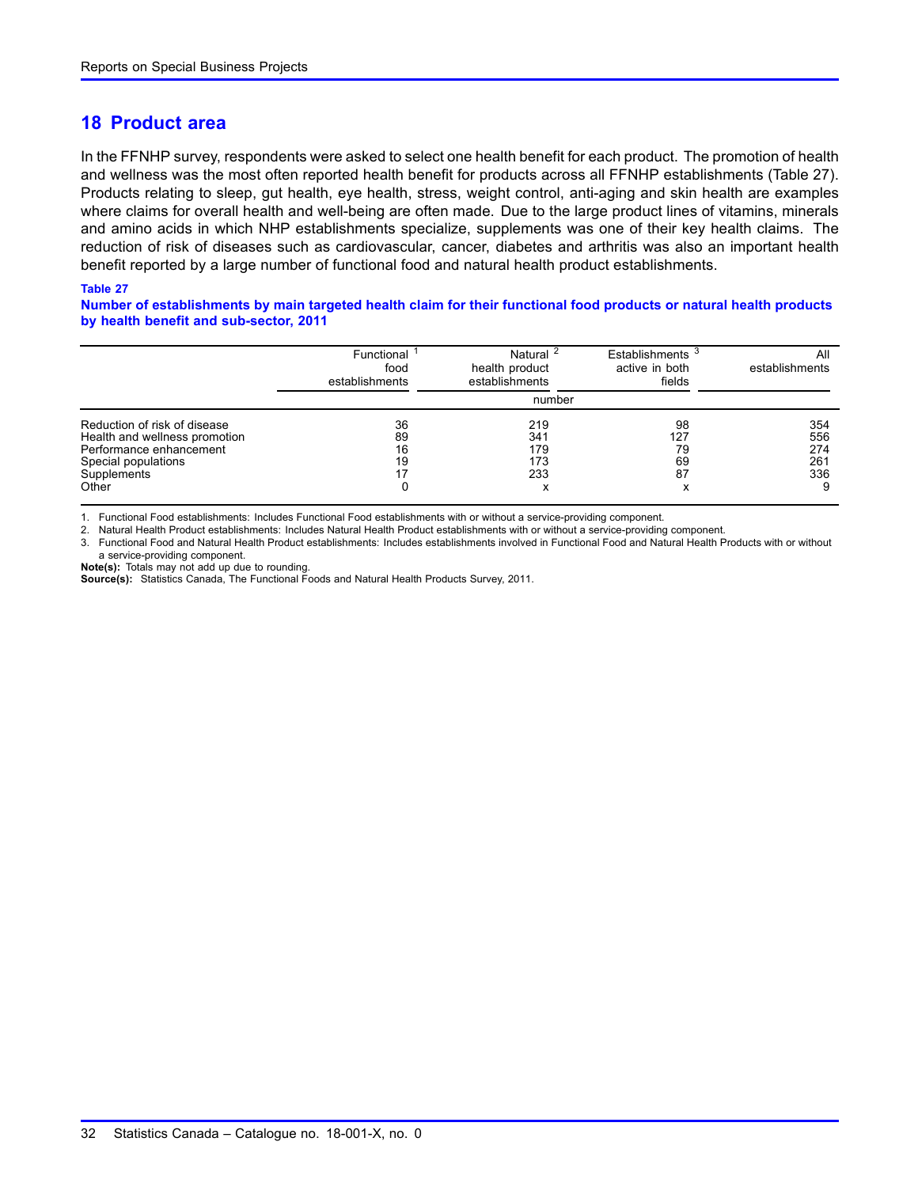## 18 Product area

In the FFNHP survey, respondents were asked to select one health benefit for each product. The promotion of health and wellness was the most often reported health benefit for products across all FFNHP establishments (Table 27). Products relating to sleep, gut health, eye health, stress, weight control, anti-aging and skin health are examples where claims for overall health and well-being are often made. Due to the large product lines of vitamins, minerals and amino acids in which NHP establishments specialize, supplements was one of their key health claims. The reduction of risk of diseases such as cardiovascular, cancer, diabetes and arthritis was also an important health benefit reported by a large number of functional food and natural health product establishments.

**Table 27**
**Number of establishments by main targeted health claim for their functional food products or natural health products by health benefit and sub-sector, 2011**

| | Functional food establishments [1] | Natural health product establishments [2] | Establishments active in both fields [3] | All establishments |
|---|---|---|---|---|
| | number | | | |
| Reduction of risk of disease | 36 | 219 | 98 | 354 |
| Health and wellness promotion | 89 | 341 | 127 | 556 |
| Performance enhancement | 16 | 179 | 79 | 274 |
| Special populations | 19 | 173 | 69 | 261 |
| Supplements | 17 | 233 | 87 | 336 |
| Other | 0 | x | x | 9 |

1. Functional Food establishments: Includes Functional Food establishments with or without a service-providing component.
2. Natural Health Product establishments: Includes Natural Health Product establishments with or without a service-providing component.
3. Functional Food and Natural Health Product establishments: Includes establishments involved in Functional Food and Natural Health Products with or without a service-providing component.

**Note(s):** Totals may not add up due to rounding.
**Source(s):** Statistics Canada, The Functional Foods and Natural Health Products Survey, 2011.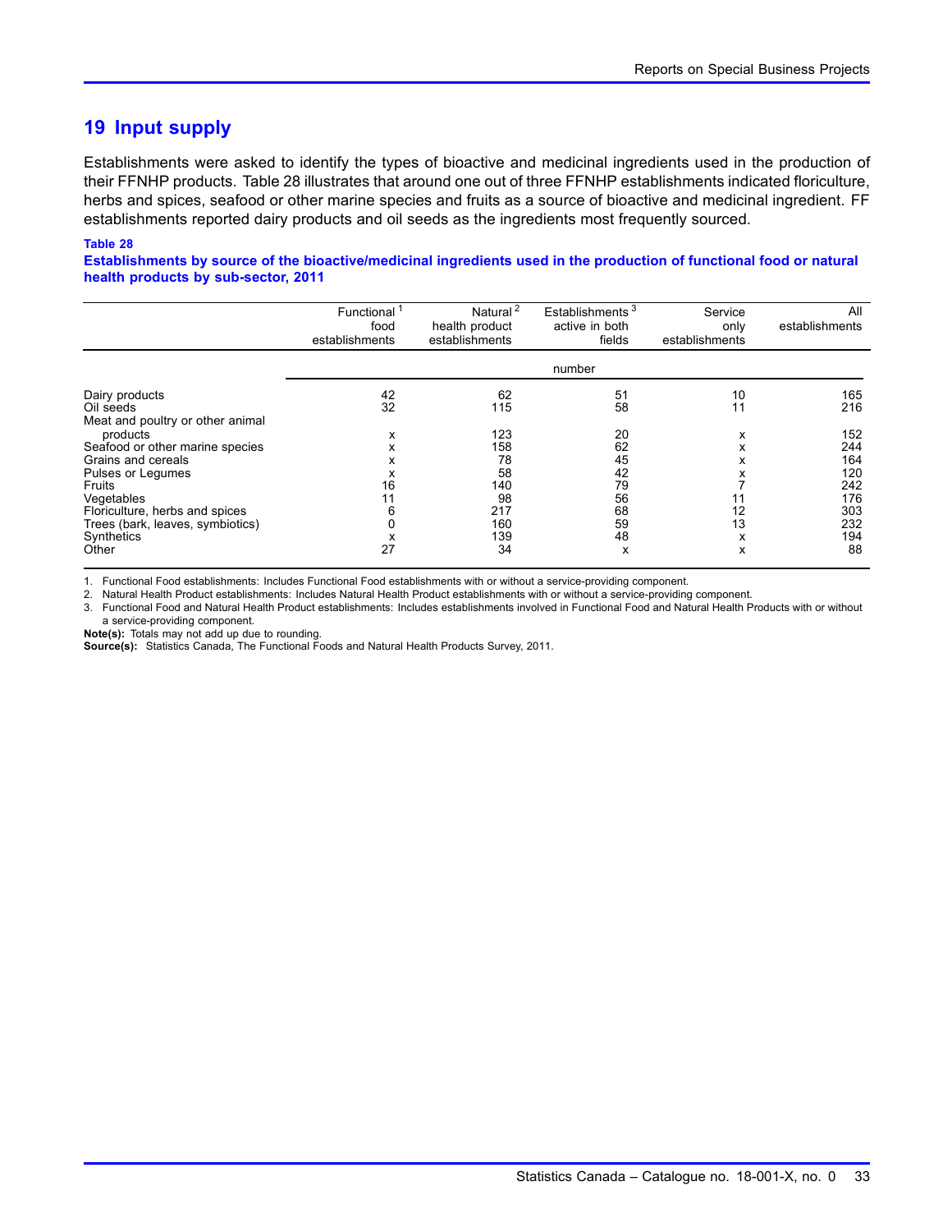## 19 Input supply

Establishments were asked to identify the types of bioactive and medicinal ingredients used in the production of their FFNHP products. Table 28 illustrates that around one out of three FFNHP establishments indicated floriculture, herbs and spices, seafood or other marine species and fruits as a source of bioactive and medicinal ingredient. FF establishments reported dairy products and oil seeds as the ingredients most frequently sourced.

**Table 28**
**Establishments by source of the bioactive/medicinal ingredients used in the production of functional food or natural health products by sub-sector, 2011**

| | Functional[1] food establishments | Natural[2] health product establishments | Establishments[3] active in both fields | Service only establishments | All establishments |
|---|---|---|---|---|---|
| | number | | | | |
| Dairy products | 42 | 62 | 51 | 10 | 165 |
| Oil seeds | 32 | 115 | 58 | 11 | 216 |
| Meat and poultry or other animal products | x | 123 | 20 | x | 152 |
| Seafood or other marine species | x | 158 | 62 | x | 244 |
| Grains and cereals | x | 78 | 45 | x | 164 |
| Pulses or Legumes | x | 58 | 42 | x | 120 |
| Fruits | 16 | 140 | 79 | 7 | 242 |
| Vegetables | 11 | 98 | 56 | 11 | 176 |
| Floriculture, herbs and spices | 6 | 217 | 68 | 12 | 303 |
| Trees (bark, leaves, symbiotics) | 0 | 160 | 59 | 13 | 232 |
| Synthetics | x | 139 | 48 | x | 194 |
| Other | 27 | 34 | x | x | 88 |

1. Functional Food establishments: Includes Functional Food establishments with or without a service-providing component.
2. Natural Health Product establishments: Includes Natural Health Product establishments with or without a service-providing component.
3. Functional Food and Natural Health Product establishments: Includes establishments involved in Functional Food and Natural Health Products with or without a service-providing component.

**Note(s):** Totals may not add up due to rounding.
**Source(s):** Statistics Canada, The Functional Foods and Natural Health Products Survey, 2011.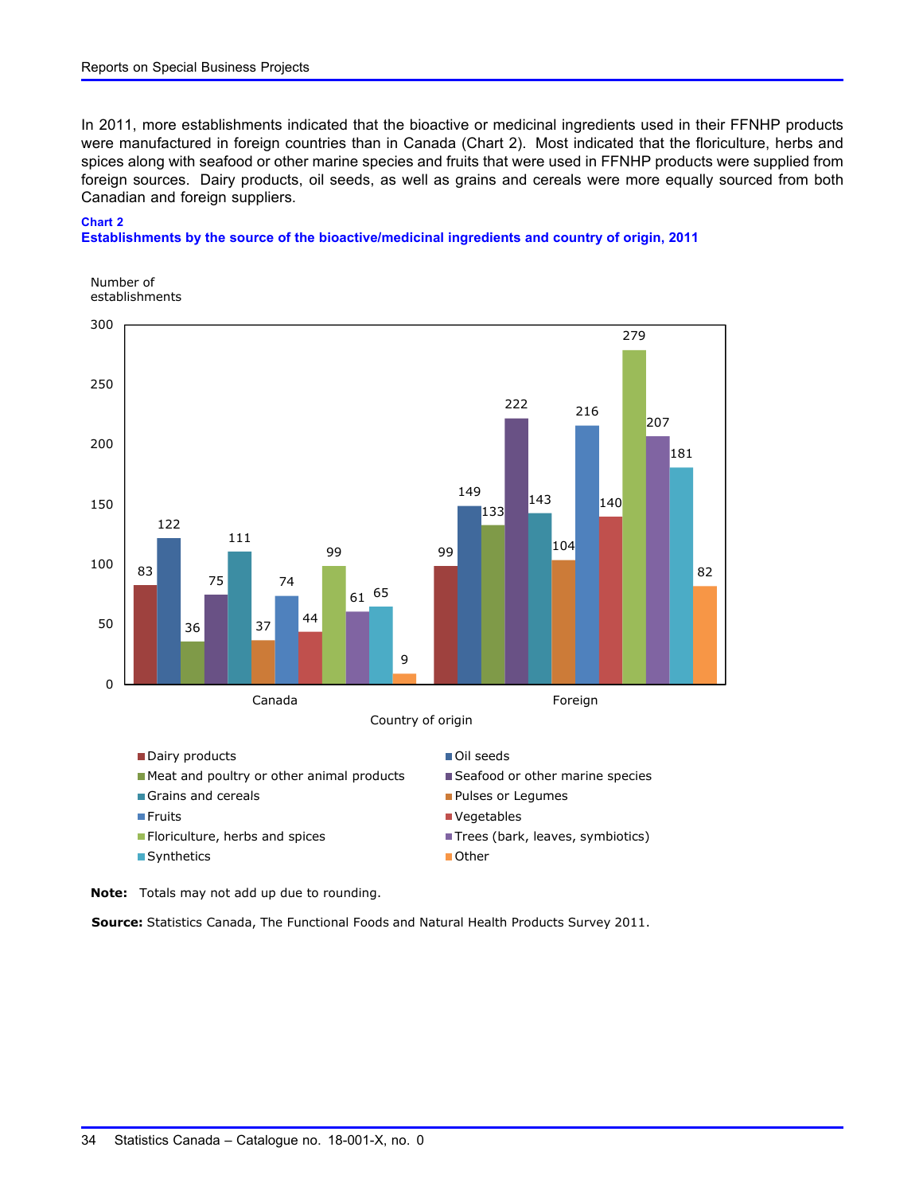In 2011, more establishments indicated that the bioactive or medicinal ingredients used in their FFNHP products were manufactured in foreign countries than in Canada (Chart 2). Most indicated that the floriculture, herbs and spices along with seafood or other marine species and fruits that were used in FFNHP products were supplied from foreign sources. Dairy products, oil seeds, as well as grains and cereals were more equally sourced from both Canadian and foreign suppliers.

**Chart 2**
**Establishments by the source of the bioactive/medicinal ingredients and country of origin, 2011**

Number of establishments

| Country of origin | Dairy products | Oil seeds | Meat and poultry or other animal products | Seafood or other marine species | Grains and cereals | Pulses or Legumes | Fruits | Vegetables | Floriculture, herbs and spices | Trees (bark, leaves, symbiotics) | Synthetics | Other |
|---|---|---|---|---|---|---|---|---|---|---|---|---|
| Canada | 83 | 122 | 36 | 75 | 111 | 37 | 74 | 44 | 99 | 61 | 65 | 9 |
| Foreign | 99 | 149 | 133 | 222 | 143 | 104 | 216 | 140 | 279 | 207 | 181 | 82 |

**Note:** Totals may not add up due to rounding.

**Source:** Statistics Canada, The Functional Foods and Natural Health Products Survey 2011.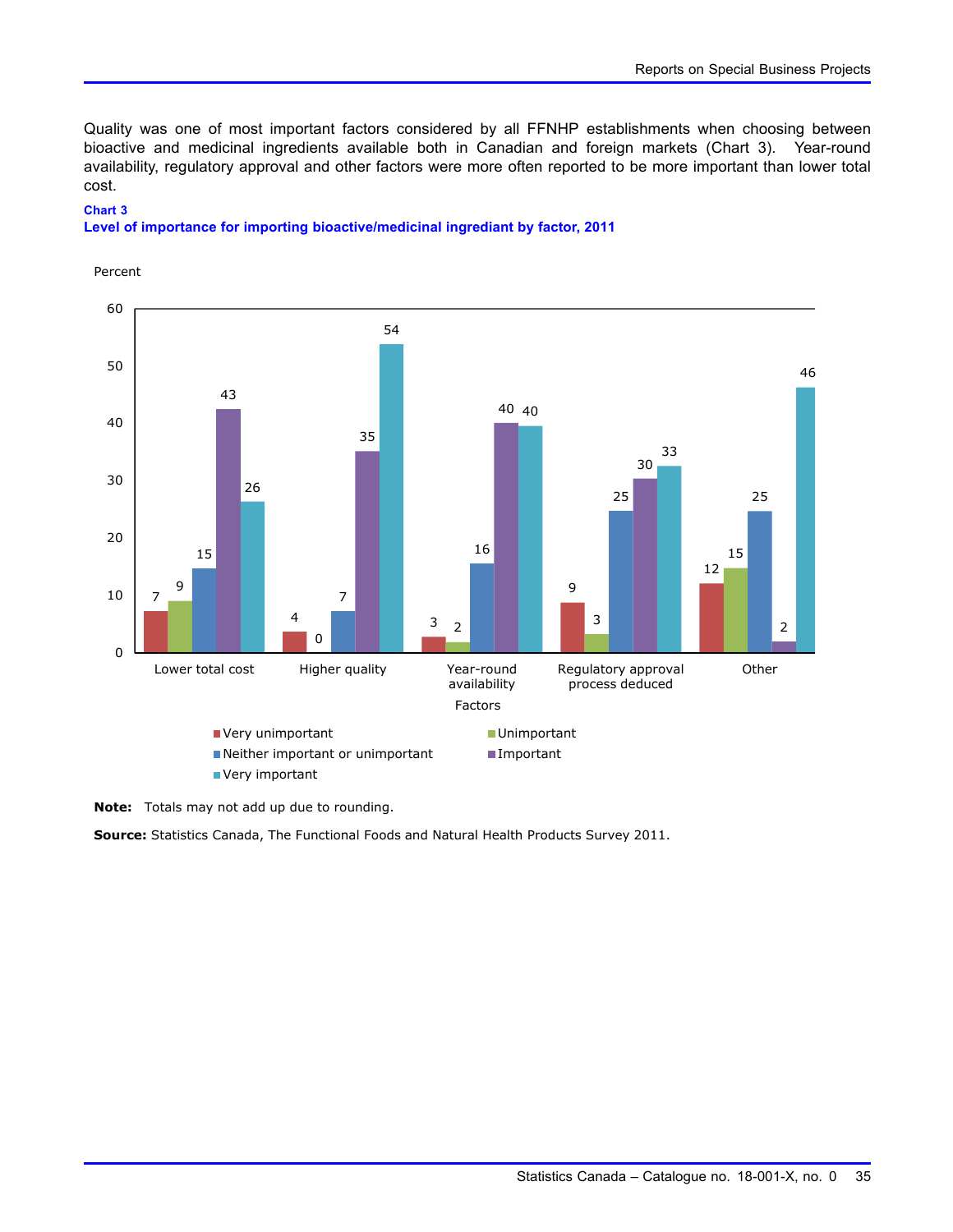Quality was one of most important factors considered by all FFNHP establishments when choosing between bioactive and medicinal ingredients available both in Canadian and foreign markets (Chart 3). Year-round availability, regulatory approval and other factors were more often reported to be more important than lower total cost.

**Chart 3**
**Level of importance for importing bioactive/medicinal ingrediant by factor, 2011**

| Factors | Very unimportant | Unimportant | Neither important or unimportant | Important | Very important |
|---|---|---|---|---|---|
| Lower total cost | 7 | 9 | 15 | 43 | 26 |
| Higher quality | 4 | 0 | 7 | 35 | 54 |
| Year-round availability | 3 | 2 | 16 | 40 | 40 |
| Regulatory approval process deduced | 9 | 3 | 25 | 30 | 33 |
| Other | 12 | 15 | 25 | 2 | 46 |

Percent

**Note:** Totals may not add up due to rounding.

**Source:** Statistics Canada, The Functional Foods and Natural Health Products Survey 2011.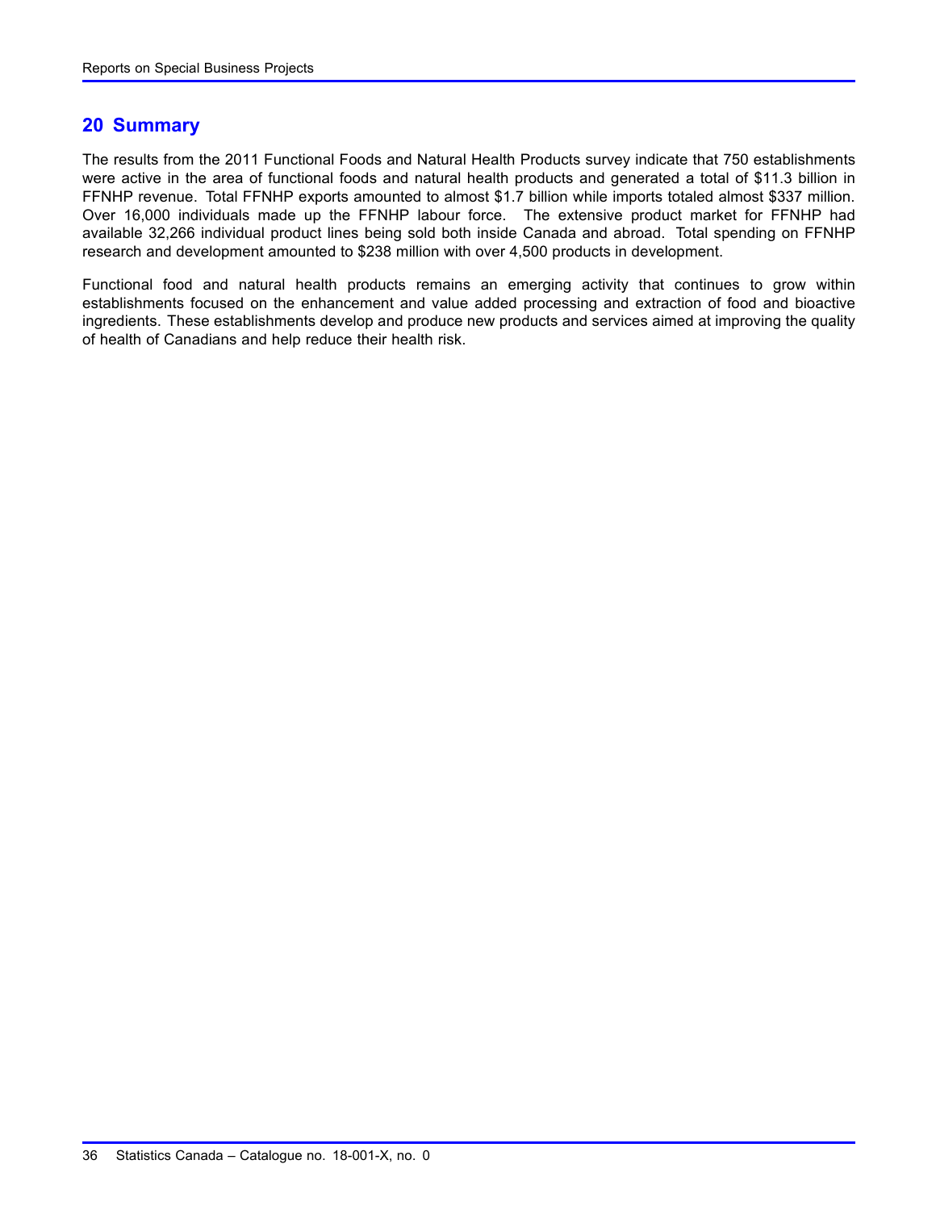## 20 Summary

The results from the 2011 Functional Foods and Natural Health Products survey indicate that 750 establishments were active in the area of functional foods and natural health products and generated a total of $11.3 billion in FFNHP revenue. Total FFNHP exports amounted to almost $1.7 billion while imports totaled almost $337 million. Over 16,000 individuals made up the FFNHP labour force. The extensive product market for FFNHP had available 32,266 individual product lines being sold both inside Canada and abroad. Total spending on FFNHP research and development amounted to $238 million with over 4,500 products in development.

Functional food and natural health products remains an emerging activity that continues to grow within establishments focused on the enhancement and value added processing and extraction of food and bioactive ingredients. These establishments develop and produce new products and services aimed at improving the quality of health of Canadians and help reduce their health risk.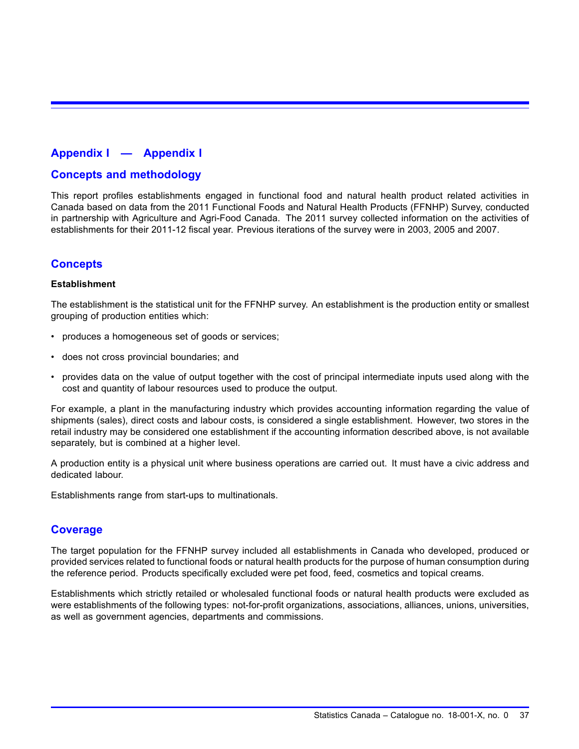## Appendix I — Appendix I

## Concepts and methodology

This report profiles establishments engaged in functional food and natural health product related activities in Canada based on data from the 2011 Functional Foods and Natural Health Products (FFNHP) Survey, conducted in partnership with Agriculture and Agri-Food Canada. The 2011 survey collected information on the activities of establishments for their 2011-12 fiscal year. Previous iterations of the survey were in 2003, 2005 and 2007.

## Concepts

**Establishment**

The establishment is the statistical unit for the FFNHP survey. An establishment is the production entity or smallest grouping of production entities which:

- produces a homogeneous set of goods or services;
- does not cross provincial boundaries; and
- provides data on the value of output together with the cost of principal intermediate inputs used along with the cost and quantity of labour resources used to produce the output.

For example, a plant in the manufacturing industry which provides accounting information regarding the value of shipments (sales), direct costs and labour costs, is considered a single establishment. However, two stores in the retail industry may be considered one establishment if the accounting information described above, is not available separately, but is combined at a higher level.

A production entity is a physical unit where business operations are carried out. It must have a civic address and dedicated labour.

Establishments range from start-ups to multinationals.

## Coverage

The target population for the FFNHP survey included all establishments in Canada who developed, produced or provided services related to functional foods or natural health products for the purpose of human consumption during the reference period. Products specifically excluded were pet food, feed, cosmetics and topical creams.

Establishments which strictly retailed or wholesaled functional foods or natural health products were excluded as were establishments of the following types: not-for-profit organizations, associations, alliances, unions, universities, as well as government agencies, departments and commissions.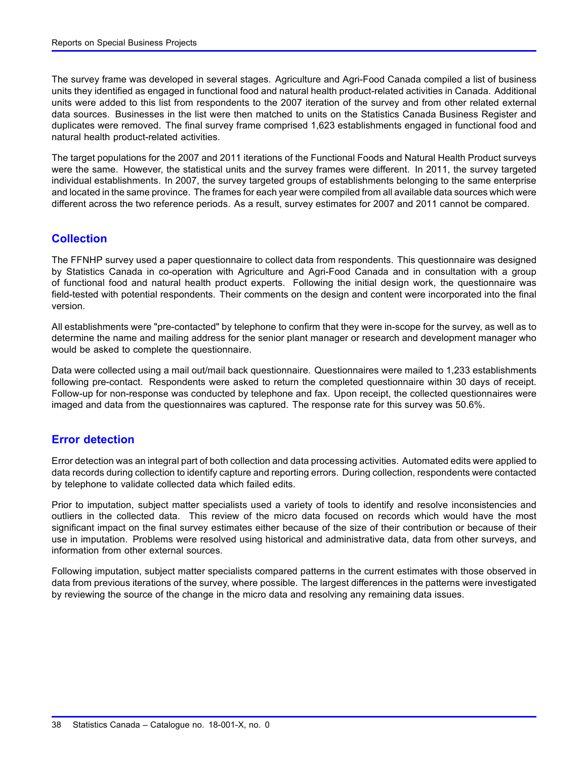The survey frame was developed in several stages. Agriculture and Agri-Food Canada compiled a list of business units they identified as engaged in functional food and natural health product-related activities in Canada. Additional units were added to this list from respondents to the 2007 iteration of the survey and from other related external data sources. Businesses in the list were then matched to units on the Statistics Canada Business Register and duplicates were removed. The final survey frame comprised 1,623 establishments engaged in functional food and natural health product-related activities.

The target populations for the 2007 and 2011 iterations of the Functional Foods and Natural Health Product surveys were the same. However, the statistical units and the survey frames were different. In 2011, the survey targeted individual establishments. In 2007, the survey targeted groups of establishments belonging to the same enterprise and located in the same province. The frames for each year were compiled from all available data sources which were different across the two reference periods. As a result, survey estimates for 2007 and 2011 cannot be compared.

## Collection

The FFNHP survey used a paper questionnaire to collect data from respondents. This questionnaire was designed by Statistics Canada in co-operation with Agriculture and Agri-Food Canada and in consultation with a group of functional food and natural health product experts. Following the initial design work, the questionnaire was field-tested with potential respondents. Their comments on the design and content were incorporated into the final version.

All establishments were "pre-contacted" by telephone to confirm that they were in-scope for the survey, as well as to determine the name and mailing address for the senior plant manager or research and development manager who would be asked to complete the questionnaire.

Data were collected using a mail out/mail back questionnaire. Questionnaires were mailed to 1,233 establishments following pre-contact. Respondents were asked to return the completed questionnaire within 30 days of receipt. Follow-up for non-response was conducted by telephone and fax. Upon receipt, the collected questionnaires were imaged and data from the questionnaires was captured. The response rate for this survey was 50.6%.

## Error detection

Error detection was an integral part of both collection and data processing activities. Automated edits were applied to data records during collection to identify capture and reporting errors. During collection, respondents were contacted by telephone to validate collected data which failed edits.

Prior to imputation, subject matter specialists used a variety of tools to identify and resolve inconsistencies and outliers in the collected data. This review of the micro data focused on records which would have the most significant impact on the final survey estimates either because of the size of their contribution or because of their use in imputation. Problems were resolved using historical and administrative data, data from other surveys, and information from other external sources.

Following imputation, subject matter specialists compared patterns in the current estimates with those observed in data from previous iterations of the survey, where possible. The largest differences in the patterns were investigated by reviewing the source of the change in the micro data and resolving any remaining data issues.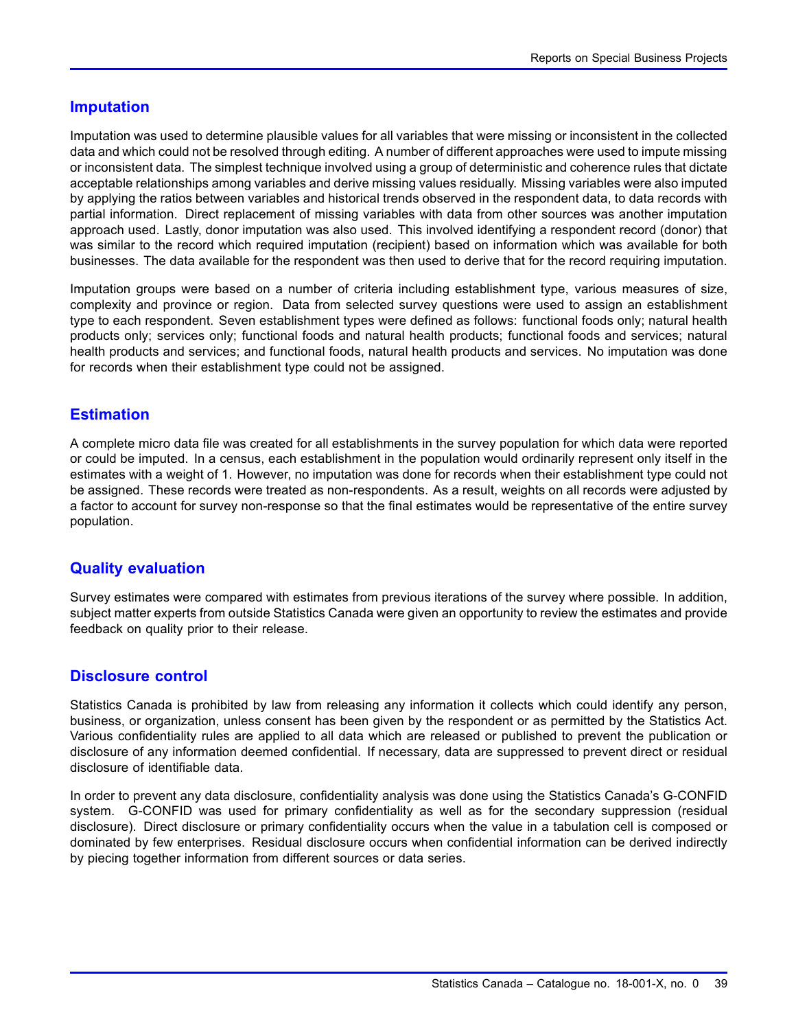## Imputation

Imputation was used to determine plausible values for all variables that were missing or inconsistent in the collected data and which could not be resolved through editing. A number of different approaches were used to impute missing or inconsistent data. The simplest technique involved using a group of deterministic and coherence rules that dictate acceptable relationships among variables and derive missing values residually. Missing variables were also imputed by applying the ratios between variables and historical trends observed in the respondent data, to data records with partial information. Direct replacement of missing variables with data from other sources was another imputation approach used. Lastly, donor imputation was also used. This involved identifying a respondent record (donor) that was similar to the record which required imputation (recipient) based on information which was available for both businesses. The data available for the respondent was then used to derive that for the record requiring imputation.

Imputation groups were based on a number of criteria including establishment type, various measures of size, complexity and province or region. Data from selected survey questions were used to assign an establishment type to each respondent. Seven establishment types were defined as follows: functional foods only; natural health products only; services only; functional foods and natural health products; functional foods and services; natural health products and services; and functional foods, natural health products and services. No imputation was done for records when their establishment type could not be assigned.

## Estimation

A complete micro data file was created for all establishments in the survey population for which data were reported or could be imputed. In a census, each establishment in the population would ordinarily represent only itself in the estimates with a weight of 1. However, no imputation was done for records when their establishment type could not be assigned. These records were treated as non-respondents. As a result, weights on all records were adjusted by a factor to account for survey non-response so that the final estimates would be representative of the entire survey population.

## Quality evaluation

Survey estimates were compared with estimates from previous iterations of the survey where possible. In addition, subject matter experts from outside Statistics Canada were given an opportunity to review the estimates and provide feedback on quality prior to their release.

## Disclosure control

Statistics Canada is prohibited by law from releasing any information it collects which could identify any person, business, or organization, unless consent has been given by the respondent or as permitted by the Statistics Act. Various confidentiality rules are applied to all data which are released or published to prevent the publication or disclosure of any information deemed confidential. If necessary, data are suppressed to prevent direct or residual disclosure of identifiable data.

In order to prevent any data disclosure, confidentiality analysis was done using the Statistics Canada's G-CONFID system. G-CONFID was used for primary confidentiality as well as for the secondary suppression (residual disclosure). Direct disclosure or primary confidentiality occurs when the value in a tabulation cell is composed or dominated by few enterprises. Residual disclosure occurs when confidential information can be derived indirectly by piecing together information from different sources or data series.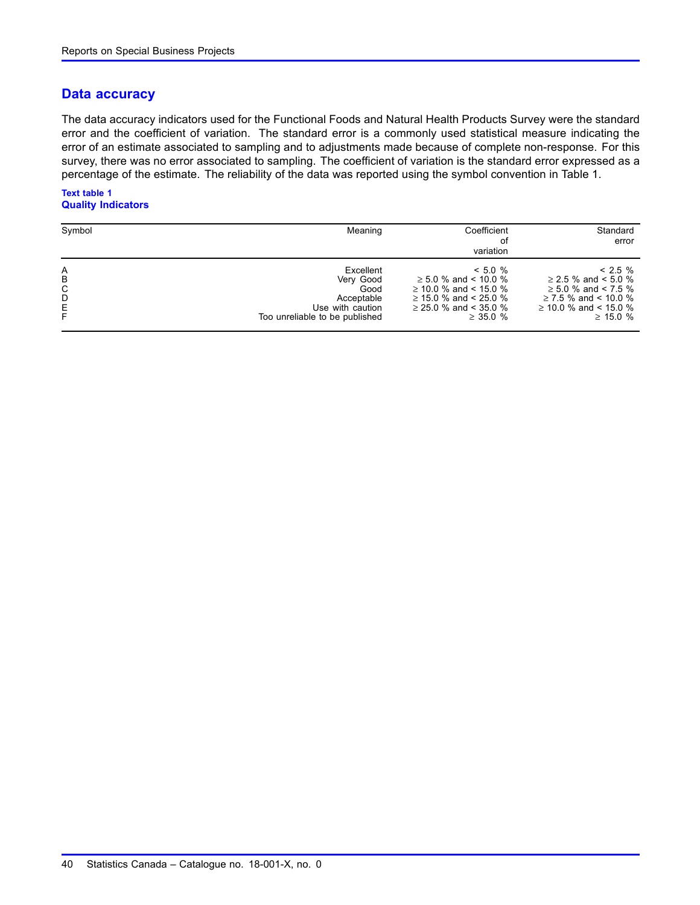## Data accuracy

The data accuracy indicators used for the Functional Foods and Natural Health Products Survey were the standard error and the coefficient of variation. The standard error is a commonly used statistical measure indicating the error of an estimate associated to sampling and to adjustments made because of complete non-response. For this survey, there was no error associated to sampling. The coefficient of variation is the standard error expressed as a percentage of the estimate. The reliability of the data was reported using the symbol convention in Table 1.

**Text table 1**
**Quality Indicators**

| Symbol | Meaning | Coefficient of variation | Standard error |
|---|---|---|---|
| A | Excellent | < 5.0 % | < 2.5 % |
| B | Very Good | ≥ 5.0 % and < 10.0 % | ≥ 2.5 % and < 5.0 % |
| C | Good | ≥ 10.0 % and < 15.0 % | ≥ 5.0 % and < 7.5 % |
| D | Acceptable | ≥ 15.0 % and < 25.0 % | ≥ 7.5 % and < 10.0 % |
| E | Use with caution | ≥ 25.0 % and < 35.0 % | ≥ 10.0 % and < 15.0 % |
| F | Too unreliable to be published | ≥ 35.0 % | ≥ 15.0 % |